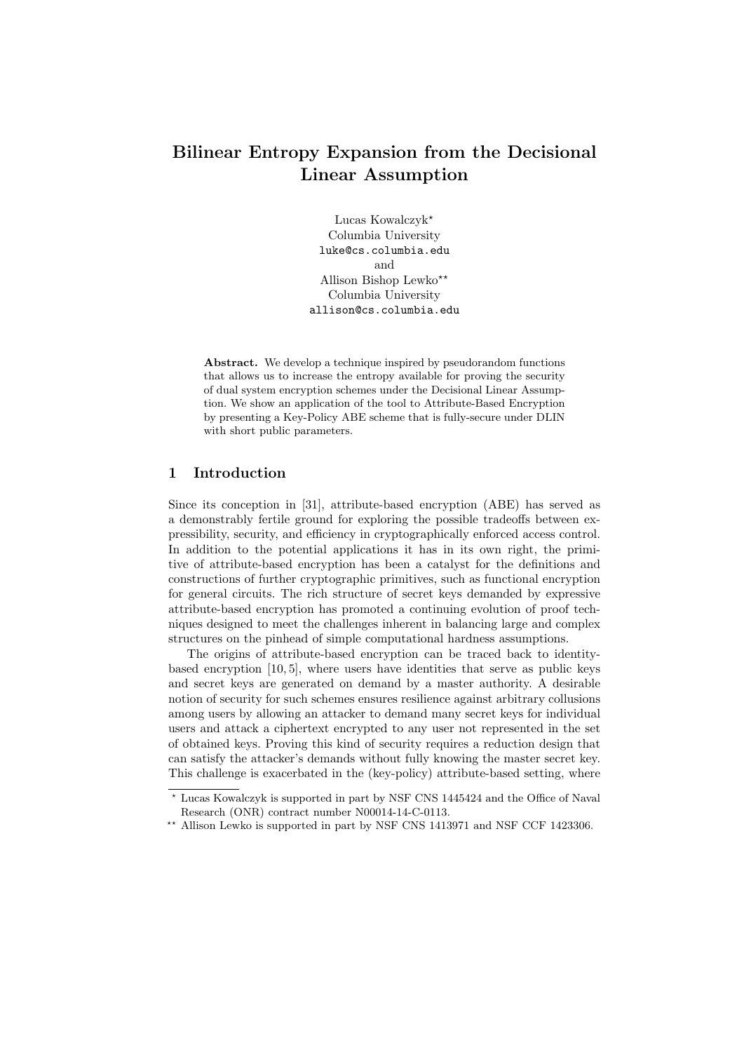# Bilinear Entropy Expansion from the Decisional Linear Assumption

Lucas Kowalczyk*  
Columbia University  
luke@cs.columbia.edu  
and  
Allison Bishop Lewko**  
Columbia University  
allison@cs.columbia.edu

**Abstract.** We develop a technique inspired by pseudorandom functions that allows us to increase the entropy available for proving the security of dual system encryption schemes under the Decisional Linear Assumption. We show an application of the tool to Attribute-Based Encryption by presenting a Key-Policy ABE scheme that is fully-secure under DLIN with short public parameters.

## 1 Introduction

Since its conception in [31], attribute-based encryption (ABE) has served as a demonstrably fertile ground for exploring the possible tradeoffs between expressibility, security, and efficiency in cryptographically enforced access control. In addition to the potential applications it has in its own right, the primitive of attribute-based encryption has been a catalyst for the definitions and constructions of further cryptographic primitives, such as functional encryption for general circuits. The rich structure of secret keys demanded by expressive attribute-based encryption has promoted a continuing evolution of proof techniques designed to meet the challenges inherent in balancing large and complex structures on the pinhead of simple computational hardness assumptions.

The origins of attribute-based encryption can be traced back to identity-based encryption [10, 5], where users have identities that serve as public keys and secret keys are generated on demand by a master authority. A desirable notion of security for such schemes ensures resilience against arbitrary collusions among users by allowing an attacker to demand many secret keys for individual users and attack a ciphertext encrypted to any user not represented in the set of obtained keys. Proving this kind of security requires a reduction design that can satisfy the attacker's demands without fully knowing the master secret key. This challenge is exacerbated in the (key-policy) attribute-based setting, where

* Lucas Kowalczyk is supported in part by NSF CNS 1445424 and the Office of Naval Research (ONR) contract number N00014-14-C-0113.

** Allison Lewko is supported in part by NSF CNS 1413971 and NSF CCF 1423306.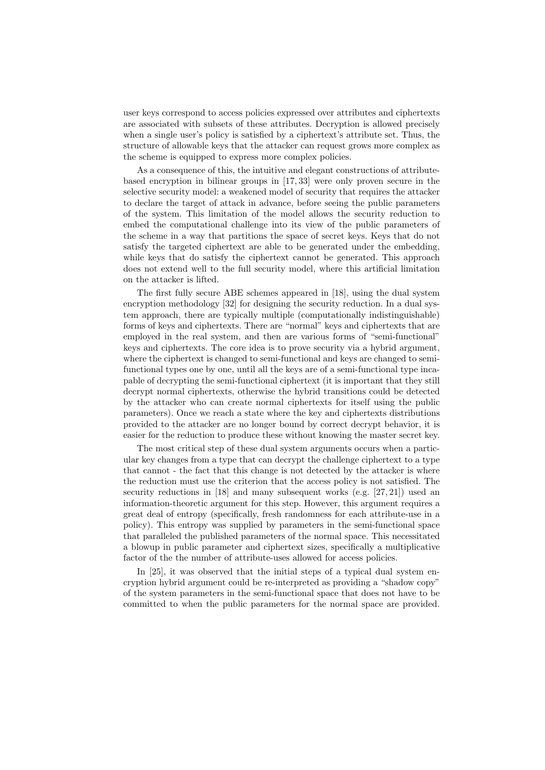user keys correspond to access policies expressed over attributes and ciphertexts are associated with subsets of these attributes. Decryption is allowed precisely when a single user's policy is satisfied by a ciphertext's attribute set. Thus, the structure of allowable keys that the attacker can request grows more complex as the scheme is equipped to express more complex policies.

As a consequence of this, the intuitive and elegant constructions of attribute-based encryption in bilinear groups in [17, 33] were only proven secure in the selective security model: a weakened model of security that requires the attacker to declare the target of attack in advance, before seeing the public parameters of the system. This limitation of the model allows the security reduction to embed the computational challenge into its view of the public parameters of the scheme in a way that partitions the space of secret keys. Keys that do not satisfy the targeted ciphertext are able to be generated under the embedding, while keys that do satisfy the ciphertext cannot be generated. This approach does not extend well to the full security model, where this artificial limitation on the attacker is lifted.

The first fully secure ABE schemes appeared in [18], using the dual system encryption methodology [32] for designing the security reduction. In a dual system approach, there are typically multiple (computationally indistinguishable) forms of keys and ciphertexts. There are "normal" keys and ciphertexts that are employed in the real system, and then are various forms of "semi-functional" keys and ciphertexts. The core idea is to prove security via a hybrid argument, where the ciphertext is changed to semi-functional and keys are changed to semi-functional types one by one, until all the keys are of a semi-functional type incapable of decrypting the semi-functional ciphertext (it is important that they still decrypt normal ciphertexts, otherwise the hybrid transitions could be detected by the attacker who can create normal ciphertexts for itself using the public parameters). Once we reach a state where the key and ciphertexts distributions provided to the attacker are no longer bound by correct decrypt behavior, it is easier for the reduction to produce these without knowing the master secret key.

The most critical step of these dual system arguments occurs when a particular key changes from a type that can decrypt the challenge ciphertext to a type that cannot - the fact that this change is not detected by the attacker is where the reduction must use the criterion that the access policy is not satisfied. The security reductions in [18] and many subsequent works (e.g. [27, 21]) used an information-theoretic argument for this step. However, this argument requires a great deal of entropy (specifically, fresh randomness for each attribute-use in a policy). This entropy was supplied by parameters in the semi-functional space that paralleled the published parameters of the normal space. This necessitated a blowup in public parameter and ciphertext sizes, specifically a multiplicative factor of the the number of attribute-uses allowed for access policies.

In [25], it was observed that the initial steps of a typical dual system encryption hybrid argument could be re-interpreted as providing a "shadow copy" of the system parameters in the semi-functional space that does not have to be committed to when the public parameters for the normal space are provided.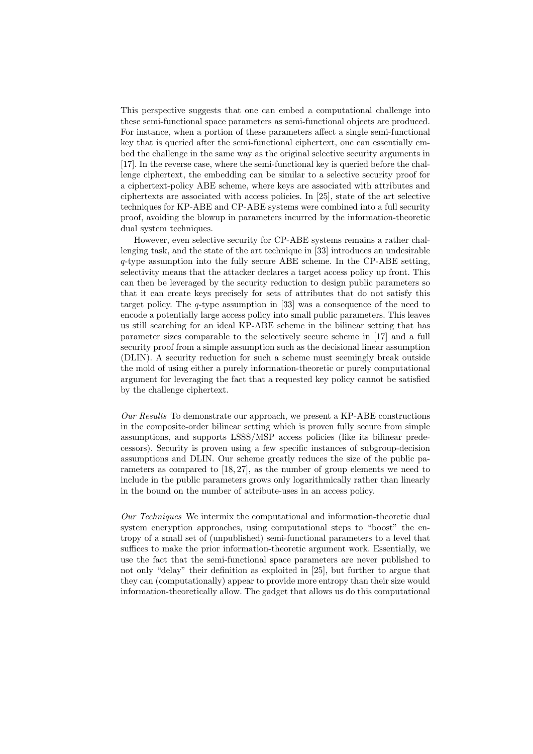This perspective suggests that one can embed a computational challenge into these semi-functional space parameters as semi-functional objects are produced. For instance, when a portion of these parameters affect a single semi-functional key that is queried after the semi-functional ciphertext, one can essentially embed the challenge in the same way as the original selective security arguments in [17]. In the reverse case, where the semi-functional key is queried before the challenge ciphertext, the embedding can be similar to a selective security proof for a ciphertext-policy ABE scheme, where keys are associated with attributes and ciphertexts are associated with access policies. In [25], state of the art selective techniques for KP-ABE and CP-ABE systems were combined into a full security proof, avoiding the blowup in parameters incurred by the information-theoretic dual system techniques.

However, even selective security for CP-ABE systems remains a rather challenging task, and the state of the art technique in [33] introduces an undesirable $q$-type assumption into the fully secure ABE scheme. In the CP-ABE setting, selectivity means that the attacker declares a target access policy up front. This can then be leveraged by the security reduction to design public parameters so that it can create keys precisely for sets of attributes that do not satisfy this target policy. The $q$-type assumption in [33] was a consequence of the need to encode a potentially large access policy into small public parameters. This leaves us still searching for an ideal KP-ABE scheme in the bilinear setting that has parameter sizes comparable to the selectively secure scheme in [17] and a full security proof from a simple assumption such as the decisional linear assumption (DLIN). A security reduction for such a scheme must seemingly break outside the mold of using either a purely information-theoretic or purely computational argument for leveraging the fact that a requested key policy cannot be satisfied by the challenge ciphertext.

*Our Results* To demonstrate our approach, we present a KP-ABE constructions in the composite-order bilinear setting which is proven fully secure from simple assumptions, and supports LSSS/MSP access policies (like its bilinear predecessors). Security is proven using a few specific instances of subgroup-decision assumptions and DLIN. Our scheme greatly reduces the size of the public parameters as compared to [18, 27], as the number of group elements we need to include in the public parameters grows only logarithmically rather than linearly in the bound on the number of attribute-uses in an access policy.

*Our Techniques* We intermix the computational and information-theoretic dual system encryption approaches, using computational steps to "boost" the entropy of a small set of (unpublished) semi-functional parameters to a level that suffices to make the prior information-theoretic argument work. Essentially, we use the fact that the semi-functional space parameters are never published to not only "delay" their definition as exploited in [25], but further to argue that they can (computationally) appear to provide more entropy than their size would information-theoretically allow. The gadget that allows us do this computational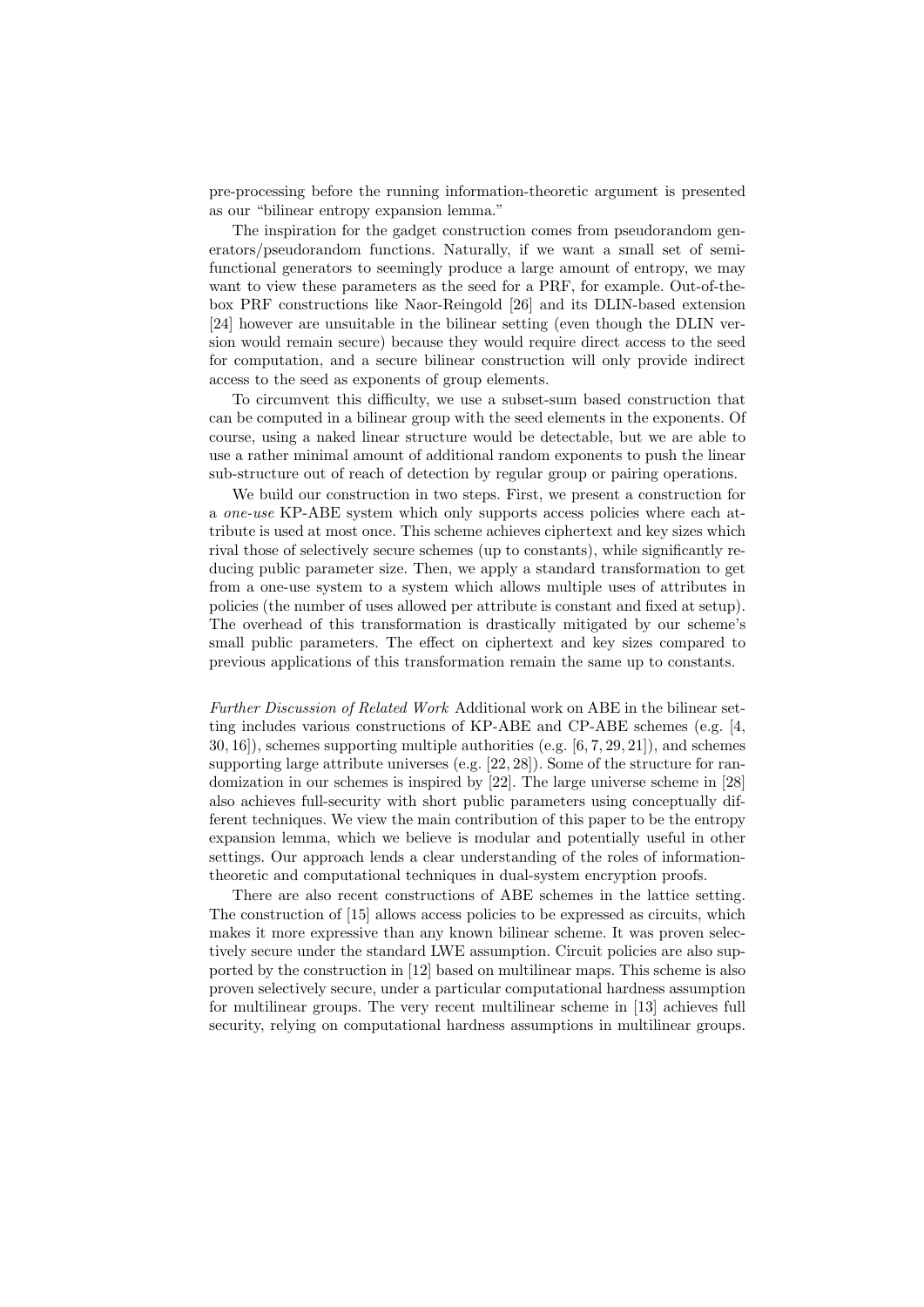pre-processing before the running information-theoretic argument is presented as our "bilinear entropy expansion lemma."

The inspiration for the gadget construction comes from pseudorandom generators/pseudorandom functions. Naturally, if we want a small set of semi-functional generators to seemingly produce a large amount of entropy, we may want to view these parameters as the seed for a PRF, for example. Out-of-the-box PRF constructions like Naor-Reingold [26] and its DLIN-based extension [24] however are unsuitable in the bilinear setting (even though the DLIN version would remain secure) because they would require direct access to the seed for computation, and a secure bilinear construction will only provide indirect access to the seed as exponents of group elements.

To circumvent this difficulty, we use a subset-sum based construction that can be computed in a bilinear group with the seed elements in the exponents. Of course, using a naked linear structure would be detectable, but we are able to use a rather minimal amount of additional random exponents to push the linear sub-structure out of reach of detection by regular group or pairing operations.

We build our construction in two steps. First, we present a construction for a *one-use* KP-ABE system which only supports access policies where each attribute is used at most once. This scheme achieves ciphertext and key sizes which rival those of selectively secure schemes (up to constants), while significantly reducing public parameter size. Then, we apply a standard transformation to get from a one-use system to a system which allows multiple uses of attributes in policies (the number of uses allowed per attribute is constant and fixed at setup). The overhead of this transformation is drastically mitigated by our scheme's small public parameters. The effect on ciphertext and key sizes compared to previous applications of this transformation remain the same up to constants.

*Further Discussion of Related Work* Additional work on ABE in the bilinear setting includes various constructions of KP-ABE and CP-ABE schemes (e.g. [4, 30, 16]), schemes supporting multiple authorities (e.g. [6, 7, 29, 21]), and schemes supporting large attribute universes (e.g. [22, 28]). Some of the structure for randomization in our schemes is inspired by [22]. The large universe scheme in [28] also achieves full-security with short public parameters using conceptually different techniques. We view the main contribution of this paper to be the entropy expansion lemma, which we believe is modular and potentially useful in other settings. Our approach lends a clear understanding of the roles of information-theoretic and computational techniques in dual-system encryption proofs.

There are also recent constructions of ABE schemes in the lattice setting. The construction of [15] allows access policies to be expressed as circuits, which makes it more expressive than any known bilinear scheme. It was proven selectively secure under the standard LWE assumption. Circuit policies are also supported by the construction in [12] based on multilinear maps. This scheme is also proven selectively secure, under a particular computational hardness assumption for multilinear groups. The very recent multilinear scheme in [13] achieves full security, relying on computational hardness assumptions in multilinear groups.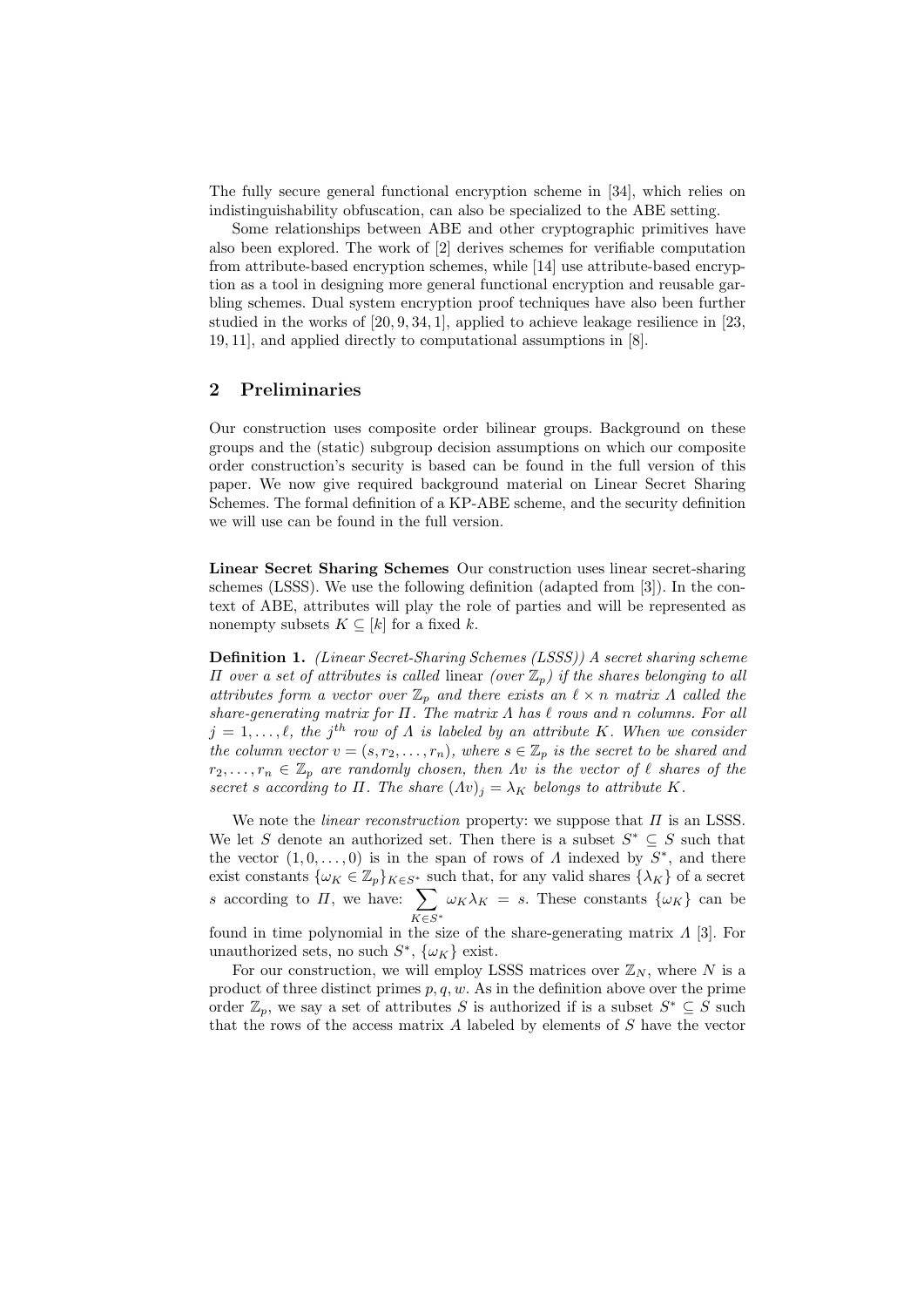The fully secure general functional encryption scheme in [34], which relies on indistinguishability obfuscation, can also be specialized to the ABE setting.

Some relationships between ABE and other cryptographic primitives have also been explored. The work of [2] derives schemes for verifiable computation from attribute-based encryption schemes, while [14] use attribute-based encryption as a tool in designing more general functional encryption and reusable garbling schemes. Dual system encryption proof techniques have also been further studied in the works of [20, 9, 34, 1], applied to achieve leakage resilience in [23, 19, 11], and applied directly to computational assumptions in [8].

## 2 Preliminaries

Our construction uses composite order bilinear groups. Background on these groups and the (static) subgroup decision assumptions on which our composite order construction's security is based can be found in the full version of this paper. We now give required background material on Linear Secret Sharing Schemes. The formal definition of a KP-ABE scheme, and the security definition we will use can be found in the full version.

**Linear Secret Sharing Schemes** Our construction uses linear secret-sharing schemes (LSSS). We use the following definition (adapted from [3]). In the context of ABE, attributes will play the role of parties and will be represented as nonempty subsets $K \subseteq [k]$ for a fixed $k$.

**Definition 1.** *(Linear Secret-Sharing Schemes (LSSS)) A secret sharing scheme $\Pi$ over a set of attributes is called* linear *(over $\mathbb{Z}_p$) if the shares belonging to all attributes form a vector over $\mathbb{Z}_p$ and there exists an $\ell \times n$ matrix $\Lambda$ called the share-generating matrix for $\Pi$. The matrix $\Lambda$ has $\ell$ rows and $n$ columns. For all $j = 1, \ldots, \ell$, the $j^{th}$ row of $\Lambda$ is labeled by an attribute $K$. When we consider the column vector $v = (s, r_2, \ldots, r_n)$, where $s \in \mathbb{Z}_p$ is the secret to be shared and $r_2, \ldots, r_n \in \mathbb{Z}_p$ are randomly chosen, then $\Lambda v$ is the vector of $\ell$ shares of the secret $s$ according to $\Pi$. The share $(\Lambda v)_j = \lambda_K$ belongs to attribute $K$.*

We note the *linear reconstruction* property: we suppose that $\Pi$ is an LSSS. We let $S$ denote an authorized set. Then there is a subset $S^* \subseteq S$ such that the vector $(1, 0, \ldots, 0)$ is in the span of rows of $\Lambda$ indexed by $S^*$, and there exist constants $\{\omega_K \in \mathbb{Z}_p\}_{K \in S^*}$ such that, for any valid shares $\{\lambda_K\}$ of a secret $s$ according to $\Pi$, we have: $\sum_{K \in S^*} \omega_K \lambda_K = s$. These constants $\{\omega_K\}$ can be found in time polynomial in the size of the share-generating matrix $\Lambda$ [3]. For unauthorized sets, no such $S^*$, $\{\omega_K\}$ exist.

For our construction, we will employ LSSS matrices over $\mathbb{Z}_N$, where $N$ is a product of three distinct primes $p, q, w$. As in the definition above over the prime order $\mathbb{Z}_p$, we say a set of attributes $S$ is authorized if is a subset $S^* \subseteq S$ such that the rows of the access matrix $A$ labeled by elements of $S$ have the vector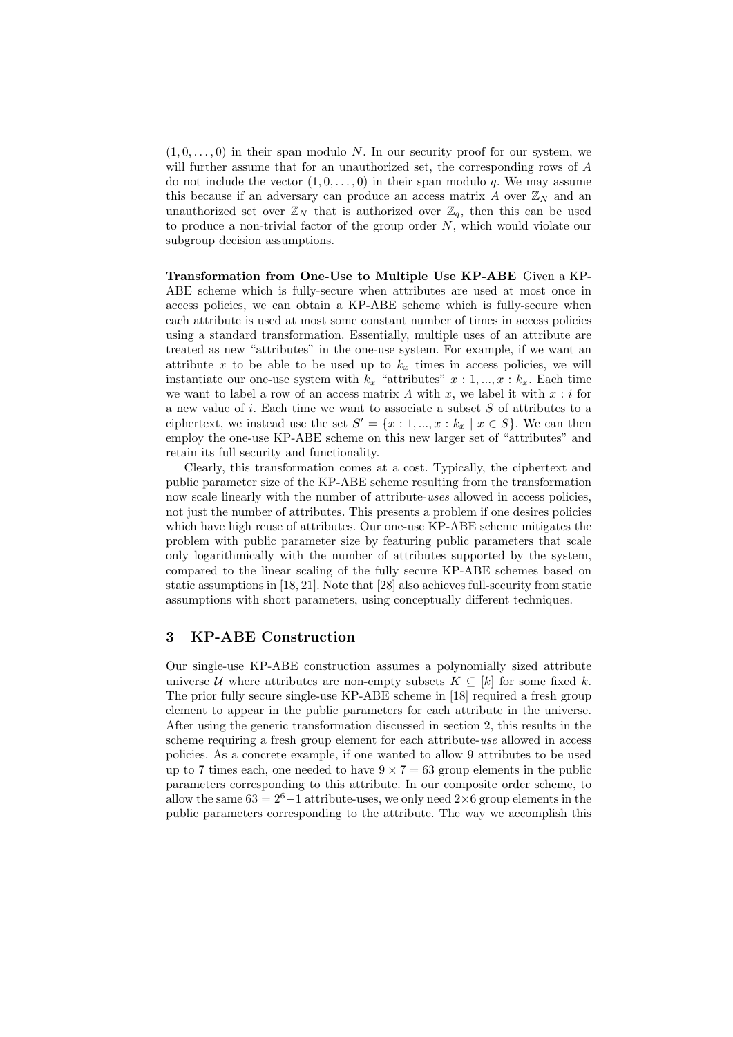$(1, 0, \ldots, 0)$ in their span modulo $N$. In our security proof for our system, we will further assume that for an unauthorized set, the corresponding rows of $A$ do not include the vector $(1, 0, \ldots, 0)$ in their span modulo $q$. We may assume this because if an adversary can produce an access matrix $A$ over $\mathbb{Z}_N$ and an unauthorized set over $\mathbb{Z}_N$ that is authorized over $\mathbb{Z}_q$, then this can be used to produce a non-trivial factor of the group order $N$, which would violate our subgroup decision assumptions.

**Transformation from One-Use to Multiple Use KP-ABE** Given a KP-ABE scheme which is fully-secure when attributes are used at most once in access policies, we can obtain a KP-ABE scheme which is fully-secure when each attribute is used at most some constant number of times in access policies using a standard transformation. Essentially, multiple uses of an attribute are treated as new "attributes" in the one-use system. For example, if we want an attribute $x$ to be able to be used up to $k_x$ times in access policies, we will instantiate our one-use system with $k_x$ "attributes" $x : 1, ..., x : k_x$. Each time we want to label a row of an access matrix $A$ with $x$, we label it with $x : i$ for a new value of $i$. Each time we want to associate a subset $S$ of attributes to a ciphertext, we instead use the set $S' = \{x : 1, ..., x : k_x \mid x \in S\}$. We can then employ the one-use KP-ABE scheme on this new larger set of "attributes" and retain its full security and functionality.

Clearly, this transformation comes at a cost. Typically, the ciphertext and public parameter size of the KP-ABE scheme resulting from the transformation now scale linearly with the number of attribute-*uses* allowed in access policies, not just the number of attributes. This presents a problem if one desires policies which have high reuse of attributes. Our one-use KP-ABE scheme mitigates the problem with public parameter size by featuring public parameters that scale only logarithmically with the number of attributes supported by the system, compared to the linear scaling of the fully secure KP-ABE schemes based on static assumptions in [18, 21]. Note that [28] also achieves full-security from static assumptions with short parameters, using conceptually different techniques.

## 3 KP-ABE Construction

Our single-use KP-ABE construction assumes a polynomially sized attribute universe $\mathcal{U}$ where attributes are non-empty subsets $K \subseteq [k]$ for some fixed $k$. The prior fully secure single-use KP-ABE scheme in [18] required a fresh group element to appear in the public parameters for each attribute in the universe. After using the generic transformation discussed in section 2, this results in the scheme requiring a fresh group element for each attribute-*use* allowed in access policies. As a concrete example, if one wanted to allow 9 attributes to be used up to 7 times each, one needed to have $9 \times 7 = 63$ group elements in the public parameters corresponding to this attribute. In our composite order scheme, to allow the same $63 = 2^6 - 1$ attribute-uses, we only need $2 \times 6$ group elements in the public parameters corresponding to the attribute. The way we accomplish this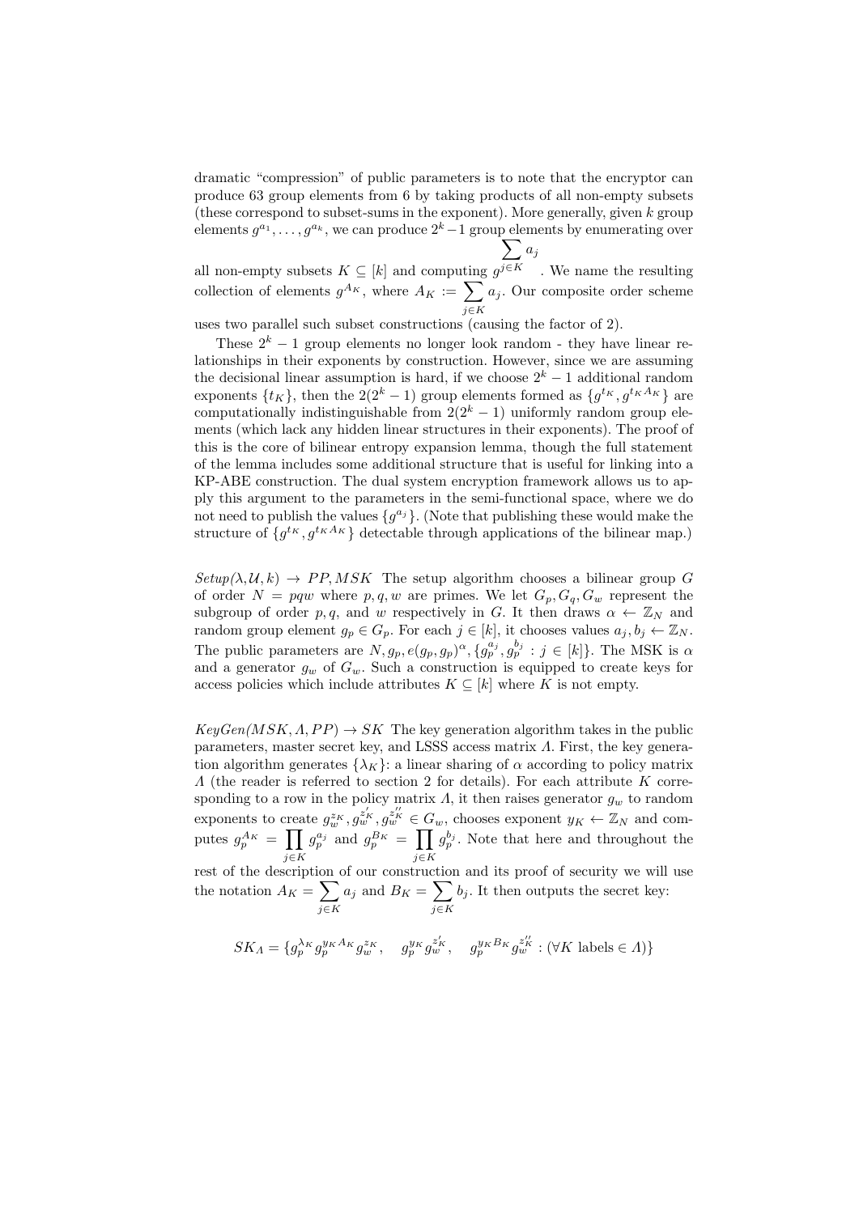dramatic "compression" of public parameters is to note that the encryptor can produce 63 group elements from 6 by taking products of all non-empty subsets (these correspond to subset-sums in the exponent). More generally, given $k$ group elements $g^{a_1}, \ldots, g^{a_k}$, we can produce $2^k - 1$ group elements by enumerating over all non-empty subsets $K \subseteq [k]$ and computing $g^{\sum_{j \in K} a_j}$. We name the resulting collection of elements $g^{A_K}$, where $A_K := \sum_{j \in K} a_j$. Our composite order scheme uses two parallel such subset constructions (causing the factor of 2).

These $2^k - 1$ group elements no longer look random - they have linear relationships in their exponents by construction. However, since we are assuming the decisional linear assumption is hard, if we choose $2^k - 1$ additional random exponents $\{t_K\}$, then the $2(2^k - 1)$ group elements formed as $\{g^{t_K}, g^{t_K A_K}\}$ are computationally indistinguishable from $2(2^k - 1)$ uniformly random group elements (which lack any hidden linear structures in their exponents). The proof of this is the core of bilinear entropy expansion lemma, though the full statement of the lemma includes some additional structure that is useful for linking into a KP-ABE construction. The dual system encryption framework allows us to apply this argument to the parameters in the semi-functional space, where we do not need to publish the values $\{g^{a_j}\}$. (Note that publishing these would make the structure of $\{g^{t_K}, g^{t_K A_K}\}$ detectable through applications of the bilinear map.)

*Setup*$(\lambda, \mathcal{U}, k) \rightarrow PP, MSK$ The setup algorithm chooses a bilinear group $G$ of order $N = pqw$ where $p, q, w$ are primes. We let $G_p, G_q, G_w$ represent the subgroup of order $p, q$, and $w$ respectively in $G$. It then draws $\alpha \leftarrow \mathbb{Z}_N$ and random group element $g_p \in G_p$. For each $j \in [k]$, it chooses values $a_j, b_j \leftarrow \mathbb{Z}_N$. The public parameters are $N, g_p, e(g_p, g_p)^\alpha, \{g_p^{a_j}, g_p^{b_j} : j \in [k]\}$. The MSK is $\alpha$ and a generator $g_w$ of $G_w$. Such a construction is equipped to create keys for access policies which include attributes $K \subseteq [k]$ where $K$ is not empty.

*KeyGen*$(MSK, \Lambda, PP) \rightarrow SK$ The key generation algorithm takes in the public parameters, master secret key, and LSSS access matrix $\Lambda$. First, the key generation algorithm generates $\{\lambda_K\}$: a linear sharing of $\alpha$ according to policy matrix $\Lambda$ (the reader is referred to section 2 for details). For each attribute $K$ corresponding to a row in the policy matrix $\Lambda$, it then raises generator $g_w$ to random exponents to create $g_w^{z_K}, g_w^{z'_K}, g_w^{z''_K} \in G_w$, chooses exponent $y_K \leftarrow \mathbb{Z}_N$ and computes $g_p^{A_K} = \prod_{j \in K} g_p^{a_j}$ and $g_p^{B_K} = \prod_{j \in K} g_p^{b_j}$. Note that here and throughout the rest of the description of our construction and its proof of security we will use the notation $A_K = \sum_{j \in K} a_j$ and $B_K = \sum_{j \in K} b_j$. It then outputs the secret key:

$$SK_\Lambda = \{g_p^{\lambda_K} g_p^{y_K A_K} g_w^{z_K}, \quad g_p^{y_K} g_w^{z'_K}, \quad g_p^{y_K B_K} g_w^{z''_K} : (\forall K \text{ labels} \in \Lambda)\}$$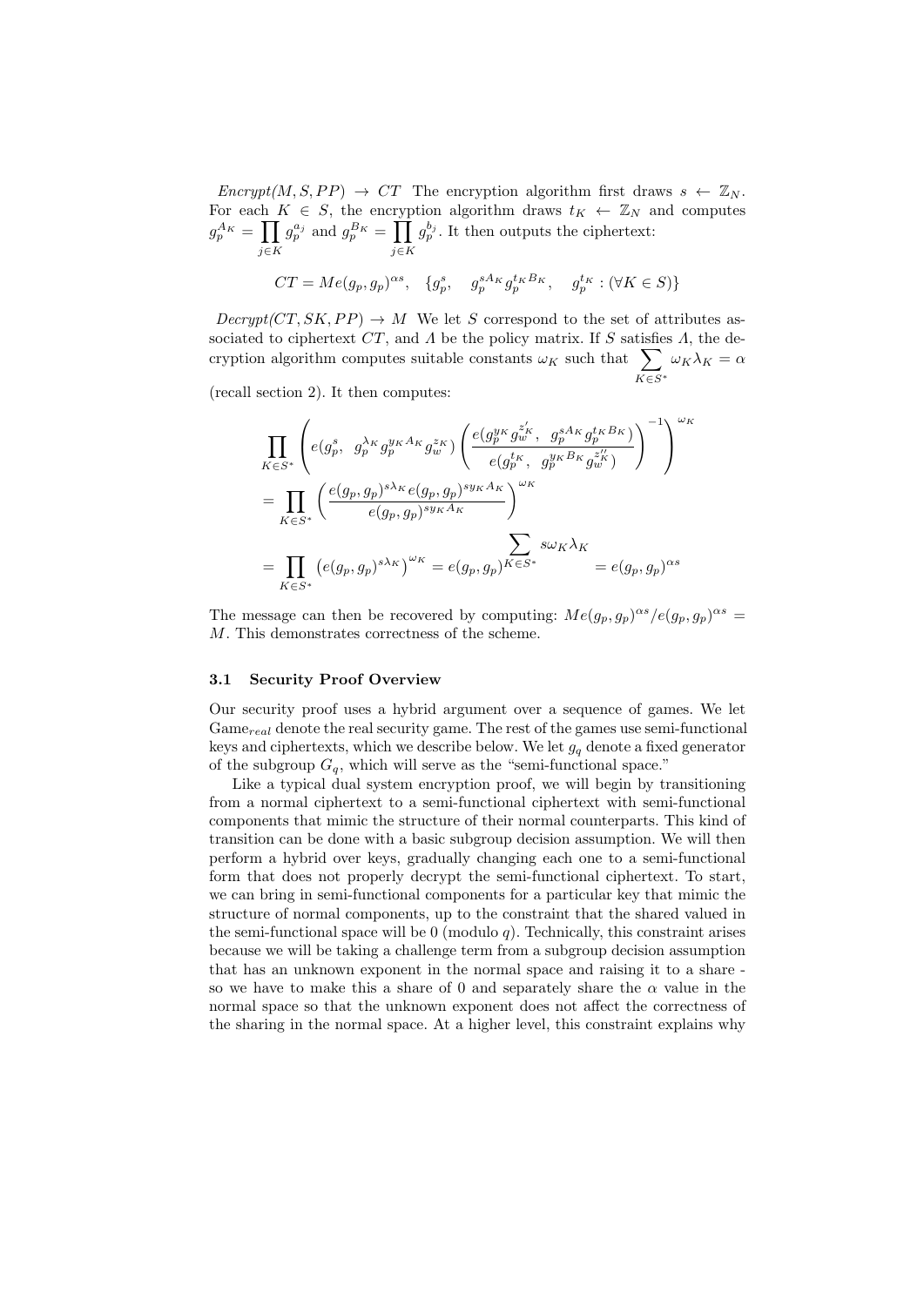*Encrypt(M, S, PP)* $\rightarrow$ *CT* The encryption algorithm first draws $s \leftarrow \mathbb{Z}_N$. For each $K \in S$, the encryption algorithm draws $t_K \leftarrow \mathbb{Z}_N$ and computes $g_p^{A_K} = \prod_{j \in K} g_p^{a_j}$ and $g_p^{B_K} = \prod_{j \in K} g_p^{b_j}$. It then outputs the ciphertext:

$$CT = Me(g_p, g_p)^{\alpha s}, \quad \{g_p^s, \quad g_p^{sA_K} g_p^{t_K B_K}, \quad g_p^{t_K} : (\forall K \in S)\}$$

*Decrypt(CT, SK, PP)* $\rightarrow$ *M* We let $S$ correspond to the set of attributes associated to ciphertext $CT$, and $\Lambda$ be the policy matrix. If $S$ satisfies $\Lambda$, the decryption algorithm computes suitable constants $\omega_K$ such that $\sum_{K \in S^*} \omega_K \lambda_K = \alpha$ (recall section 2). It then computes:

$$\prod_{K \in S^*} \left( e(g_p^s, \ g_p^{\lambda_K} g_p^{y_K A_K} g_w^{z_K}) \left( \frac{e(g_p^{y_K} g_w^{z'_K}, \ g_p^{sA_K} g_p^{t_K B_K})}{e(g_p^{t_K}, \ g_p^{y_K B_K} g_w^{z''_K})} \right)^{-1} \right)^{\omega_K}$$

$$= \prod_{K \in S^*} \left( \frac{e(g_p, g_p)^{s\lambda_K} e(g_p, g_p)^{sy_K A_K}}{e(g_p, g_p)^{sy_K A_K}} \right)^{\omega_K}$$

$$= \prod_{K \in S^*} \left( e(g_p, g_p)^{s\lambda_K} \right)^{\omega_K} = e(g_p, g_p)^{\sum_{K \in S^*} s\omega_K \lambda_K} = e(g_p, g_p)^{\alpha s}$$

The message can then be recovered by computing: $Me(g_p, g_p)^{\alpha s} / e(g_p, g_p)^{\alpha s} = M$. This demonstrates correctness of the scheme.

### 3.1 Security Proof Overview

Our security proof uses a hybrid argument over a sequence of games. We let $\text{Game}_{real}$ denote the real security game. The rest of the games use semi-functional keys and ciphertexts, which we describe below. We let $g_q$ denote a fixed generator of the subgroup $G_q$, which will serve as the "semi-functional space."

Like a typical dual system encryption proof, we will begin by transitioning from a normal ciphertext to a semi-functional ciphertext with semi-functional components that mimic the structure of their normal counterparts. This kind of transition can be done with a basic subgroup decision assumption. We will then perform a hybrid over keys, gradually changing each one to a semi-functional form that does not properly decrypt the semi-functional ciphertext. To start, we can bring in semi-functional components for a particular key that mimic the structure of normal components, up to the constraint that the shared valued in the semi-functional space will be 0 (modulo $q$). Technically, this constraint arises because we will be taking a challenge term from a subgroup decision assumption that has an unknown exponent in the normal space and raising it to a share - so we have to make this a share of 0 and separately share the $\alpha$ value in the normal space so that the unknown exponent does not affect the correctness of the sharing in the normal space. At a higher level, this constraint explains why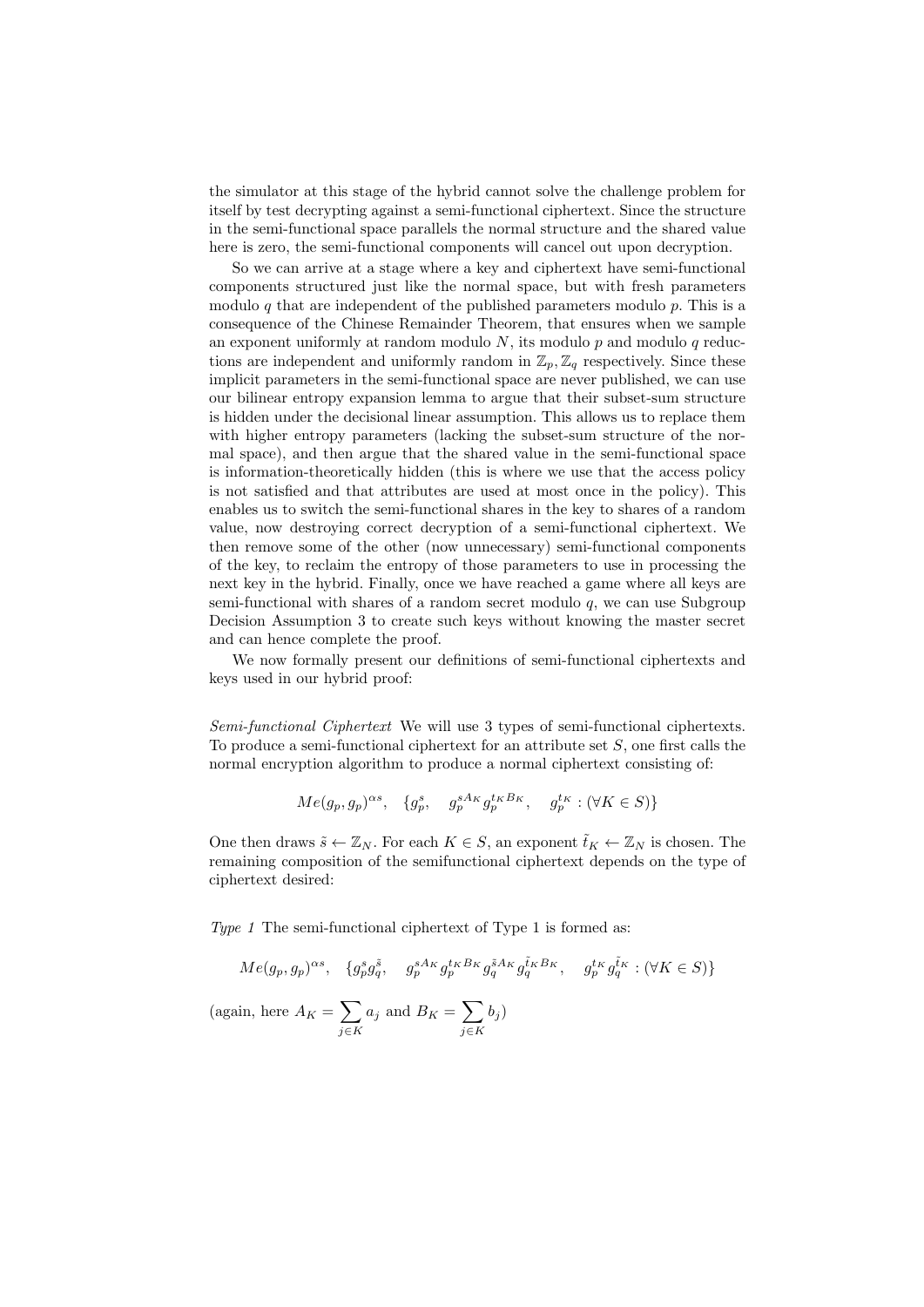the simulator at this stage of the hybrid cannot solve the challenge problem for itself by test decrypting against a semi-functional ciphertext. Since the structure in the semi-functional space parallels the normal structure and the shared value here is zero, the semi-functional components will cancel out upon decryption.

So we can arrive at a stage where a key and ciphertext have semi-functional components structured just like the normal space, but with fresh parameters modulo $q$ that are independent of the published parameters modulo $p$. This is a consequence of the Chinese Remainder Theorem, that ensures when we sample an exponent uniformly at random modulo $N$, its modulo $p$ and modulo $q$ reductions are independent and uniformly random in $\mathbb{Z}_p, \mathbb{Z}_q$ respectively. Since these implicit parameters in the semi-functional space are never published, we can use our bilinear entropy expansion lemma to argue that their subset-sum structure is hidden under the decisional linear assumption. This allows us to replace them with higher entropy parameters (lacking the subset-sum structure of the normal space), and then argue that the shared value in the semi-functional space is information-theoretically hidden (this is where we use that the access policy is not satisfied and that attributes are used at most once in the policy). This enables us to switch the semi-functional shares in the key to shares of a random value, now destroying correct decryption of a semi-functional ciphertext. We then remove some of the other (now unnecessary) semi-functional components of the key, to reclaim the entropy of those parameters to use in processing the next key in the hybrid. Finally, once we have reached a game where all keys are semi-functional with shares of a random secret modulo $q$, we can use Subgroup Decision Assumption 3 to create such keys without knowing the master secret and can hence complete the proof.

We now formally present our definitions of semi-functional ciphertexts and keys used in our hybrid proof:

*Semi-functional Ciphertext* We will use 3 types of semi-functional ciphertexts. To produce a semi-functional ciphertext for an attribute set $S$, one first calls the normal encryption algorithm to produce a normal ciphertext consisting of:

$$Me(g_p, g_p)^{\alpha s}, \quad \{g_p^s, \quad g_p^{sA_K} g_p^{t_K B_K}, \quad g_p^{t_K} : (\forall K \in S)\}$$

One then draws $\tilde{s} \leftarrow \mathbb{Z}_N$. For each $K \in S$, an exponent $\tilde{t}_K \leftarrow \mathbb{Z}_N$ is chosen. The remaining composition of the semifunctional ciphertext depends on the type of ciphertext desired:

*Type 1* The semi-functional ciphertext of Type 1 is formed as:

$$Me(g_p, g_p)^{\alpha s}, \quad \{g_p^s g_q^{\tilde{s}}, \quad g_p^{sA_K} g_p^{t_K B_K} g_q^{\tilde{s} A_K} g_q^{\tilde{t}_K B_K}, \quad g_p^{t_K} g_q^{\tilde{t}_K} : (\forall K \in S)\}$$

(again, here $A_K = \sum_{j \in K} a_j$ and $B_K = \sum_{j \in K} b_j$)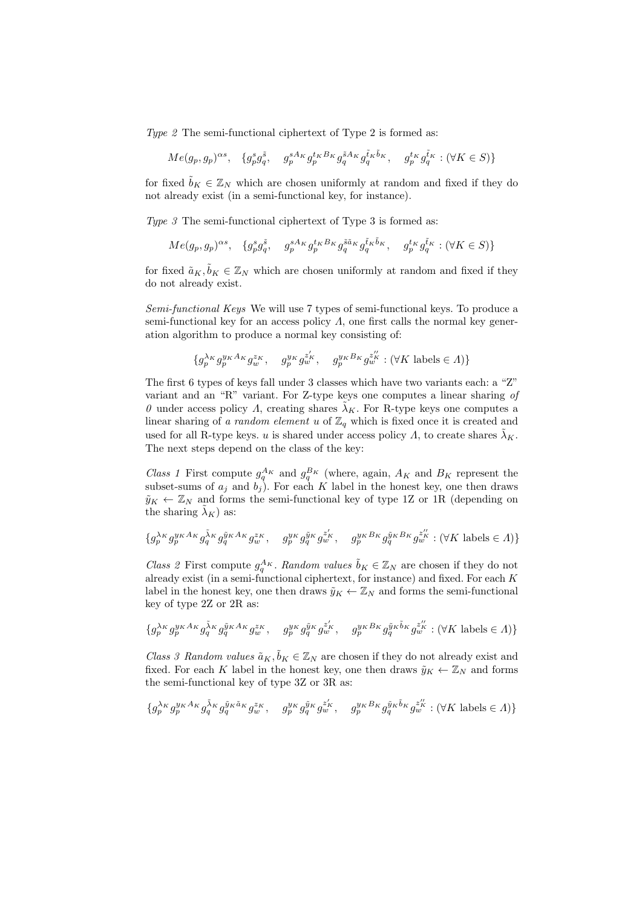*Type 2* The semi-functional ciphertext of Type 2 is formed as:

$$Me(g_p, g_p)^{\alpha s}, \quad \{g_p^s g_q^{\tilde{s}}, \quad g_p^{sA_K} g_p^{t_K B_K} g_q^{\tilde{s} A_K} g_q^{\tilde{t}_K \tilde{b}_K}, \quad g_p^{t_K} g_q^{\tilde{t}_K} : (\forall K \in S)\}$$

for fixed $\tilde{b}_K \in \mathbb{Z}_N$ which are chosen uniformly at random and fixed if they do not already exist (in a semi-functional key, for instance).

*Type 3* The semi-functional ciphertext of Type 3 is formed as:

$$Me(g_p, g_p)^{\alpha s}, \quad \{g_p^s g_q^{\tilde{s}}, \quad g_p^{sA_K} g_p^{t_K B_K} g_q^{\tilde{s} \tilde{a}_K} g_q^{\tilde{t}_K \tilde{b}_K}, \quad g_p^{t_K} g_q^{\tilde{t}_K} : (\forall K \in S)\}$$

for fixed $\tilde{a}_K, \tilde{b}_K \in \mathbb{Z}_N$ which are chosen uniformly at random and fixed if they do not already exist.

*Semi-functional Keys* We will use 7 types of semi-functional keys. To produce a semi-functional key for an access policy $\Lambda$, one first calls the normal key generation algorithm to produce a normal key consisting of:

$$\{g_p^{\lambda_K} g_p^{y_K A_K} g_w^{z_K}, \quad g_p^{y_K} g_w^{z_K'}, \quad g_p^{y_K B_K} g_w^{z_K''} : (\forall K \text{ labels} \in \Lambda)\}$$

The first 6 types of keys fall under 3 classes which have two variants each: a "Z" variant and an "R" variant. For Z-type keys one computes a linear sharing *of 0* under access policy $\Lambda$, creating shares $\tilde{\lambda}_K$. For R-type keys one computes a linear sharing of *a random element* $u$ of $\mathbb{Z}_q$ which is fixed once it is created and used for all R-type keys. $u$ is shared under access policy $\Lambda$, to create shares $\tilde{\lambda}_K$. The next steps depend on the class of the key:

*Class 1* First compute $g_q^{A_K}$ and $g_q^{B_K}$ (where, again, $A_K$ and $B_K$ represent the subset-sums of $a_j$ and $b_j$). For each $K$ label in the honest key, one then draws $\tilde{y}_K \leftarrow \mathbb{Z}_N$ and forms the semi-functional key of type 1Z or 1R (depending on the sharing $\tilde{\lambda}_K$) as:

$$\{g_p^{\lambda_K} g_p^{y_K A_K} g_q^{\tilde{\lambda}_K} g_q^{\tilde{y}_K A_K} g_w^{z_K}, \quad g_p^{y_K} g_q^{\tilde{y}_K} g_w^{z_K'}, \quad g_p^{y_K B_K} g_q^{\tilde{y}_K B_K} g_w^{z_K''} : (\forall K \text{ labels} \in \Lambda)\}$$

*Class 2* First compute $g_q^{A_K}$. *Random values* $\tilde{b}_K \in \mathbb{Z}_N$ are chosen if they do not already exist (in a semi-functional ciphertext, for instance) and fixed. For each $K$ label in the honest key, one then draws $\tilde{y}_K \leftarrow \mathbb{Z}_N$ and forms the semi-functional key of type 2Z or 2R as:

$$\{g_p^{\lambda_K} g_p^{y_K A_K} g_q^{\tilde{\lambda}_K} g_q^{\tilde{y}_K A_K} g_w^{z_K}, \quad g_p^{y_K} g_q^{\tilde{y}_K} g_w^{z_K'}, \quad g_p^{y_K B_K} g_q^{\tilde{y}_K \tilde{b}_K} g_w^{z_K''} : (\forall K \text{ labels} \in \Lambda)\}$$

*Class 3 Random values* $\tilde{a}_K, \tilde{b}_K \in \mathbb{Z}_N$ are chosen if they do not already exist and fixed. For each $K$ label in the honest key, one then draws $\tilde{y}_K \leftarrow \mathbb{Z}_N$ and forms the semi-functional key of type 3Z or 3R as:

$$\{g_p^{\lambda_K} g_p^{y_K A_K} g_q^{\tilde{\lambda}_K} g_q^{\tilde{y}_K \tilde{a}_K} g_w^{z_K}, \quad g_p^{y_K} g_q^{\tilde{y}_K} g_w^{z_K'}, \quad g_p^{y_K B_K} g_q^{\tilde{y}_K \tilde{b}_K} g_w^{z_K''} : (\forall K \text{ labels} \in \Lambda)\}$$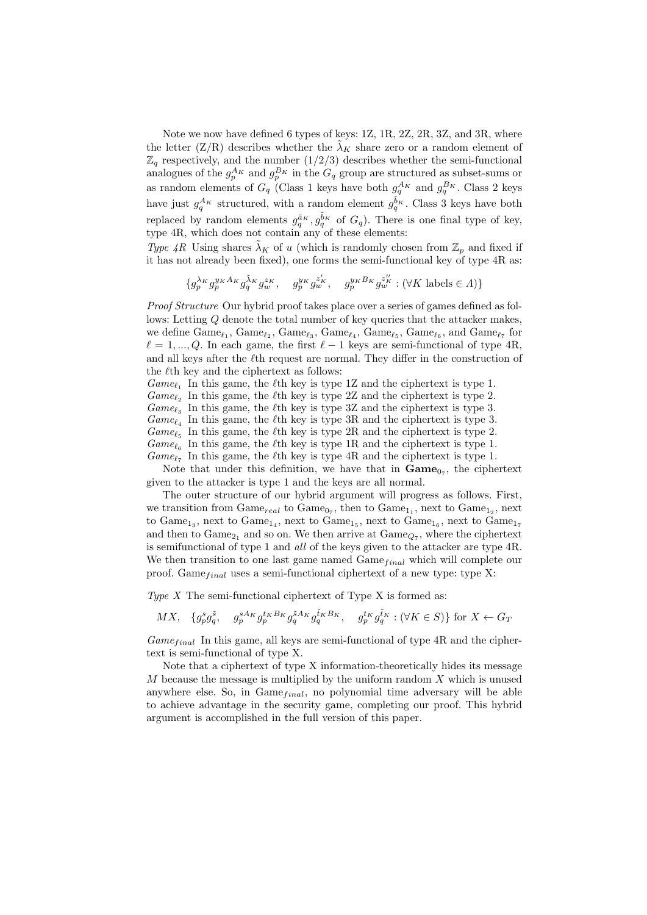Note we now have defined 6 types of keys: 1Z, 1R, 2Z, 2R, 3Z, and 3R, where the letter (Z/R) describes whether the $\tilde{\lambda}_K$ share zero or a random element of $\mathbb{Z}_q$ respectively, and the number (1/2/3) describes whether the semi-functional analogues of the $g_p^{A_K}$ and $g_p^{B_K}$ in the $G_q$ group are structured as subset-sums or as random elements of $G_q$ (Class 1 keys have both $g_q^{A_K}$ and $g_q^{B_K}$. Class 2 keys have just $g_q^{A_K}$ structured, with a random element $g_q^{\tilde{b}_K}$. Class 3 keys have both replaced by random elements $g_q^{\tilde{a}_K}, g_q^{\tilde{b}_K}$ of $G_q$). There is one final type of key, type 4R, which does not contain any of these elements:

*Type 4R* Using shares $\tilde{\lambda}_K$ of $u$ (which is randomly chosen from $\mathbb{Z}_p$ and fixed if it has not already been fixed), one forms the semi-functional key of type 4R as:

$$\{g_p^{\lambda_K} g_p^{y_K A_K} g_q^{\tilde{\lambda}_K} g_w^{z_K}, \quad g_p^{y_K} g_w^{z'_K}, \quad g_p^{y_K B_K} g_w^{z''_K} : (\forall K \text{ labels} \in \Lambda)\}$$

*Proof Structure* Our hybrid proof takes place over a series of games defined as follows: Letting $Q$ denote the total number of key queries that the attacker makes, we define $\text{Game}_{\ell_1}$, $\text{Game}_{\ell_2}$, $\text{Game}_{\ell_3}$, $\text{Game}_{\ell_4}$, $\text{Game}_{\ell_5}$, $\text{Game}_{\ell_6}$, and $\text{Game}_{\ell_7}$ for $\ell = 1, ..., Q$. In each game, the first $\ell - 1$ keys are semi-functional of type 4R, and all keys after the $\ell$th request are normal. They differ in the construction of the $\ell$th key and the ciphertext as follows:

*$Game_{\ell_1}$* In this game, the $\ell$th key is type 1Z and the ciphertext is type 1.
*$Game_{\ell_2}$* In this game, the $\ell$th key is type 2Z and the ciphertext is type 2.
*$Game_{\ell_3}$* In this game, the $\ell$th key is type 3Z and the ciphertext is type 3.
*$Game_{\ell_4}$* In this game, the $\ell$th key is type 3R and the ciphertext is type 3.
*$Game_{\ell_5}$* In this game, the $\ell$th key is type 2R and the ciphertext is type 2.
*$Game_{\ell_6}$* In this game, the $\ell$th key is type 1R and the ciphertext is type 1.
*$Game_{\ell_7}$* In this game, the $\ell$th key is type 4R and the ciphertext is type 1.

Note that under this definition, we have that in $\mathbf{Game}_{0_7}$, the ciphertext given to the attacker is type 1 and the keys are all normal.

The outer structure of our hybrid argument will progress as follows. First, we transition from $\text{Game}_{real}$ to $\text{Game}_{0_7}$, then to $\text{Game}_{1_1}$, next to $\text{Game}_{1_2}$, next to $\text{Game}_{1_3}$, next to $\text{Game}_{1_4}$, next to $\text{Game}_{1_5}$, next to $\text{Game}_{1_6}$, next to $\text{Game}_{1_7}$ and then to $\text{Game}_{2_1}$ and so on. We then arrive at $\text{Game}_{Q_7}$, where the ciphertext is semifunctional of type 1 and *all* of the keys given to the attacker are type 4R. We then transition to one last game named $\text{Game}_{final}$ which will complete our proof. $\text{Game}_{final}$ uses a semi-functional ciphertext of a new type: type X:

*Type X* The semi-functional ciphertext of Type X is formed as:

$$MX, \quad \{g_p^s g_q^{\tilde{s}}, \quad g_p^{sA_K} g_p^{t_K B_K} g_q^{\tilde{s}A_K} g_q^{\tilde{t}_K B_K}, \quad g_p^{t_K} g_q^{\tilde{t}_K} : (\forall K \in S)\} \text{ for } X \leftarrow G_T$$

*$Game_{final}$* In this game, all keys are semi-functional of type 4R and the ciphertext is semi-functional of type X.

Note that a ciphertext of type X information-theoretically hides its message $M$ because the message is multiplied by the uniform random $X$ which is unused anywhere else. So, in $\text{Game}_{final}$, no polynomial time adversary will be able to achieve advantage in the security game, completing our proof. This hybrid argument is accomplished in the full version of this paper.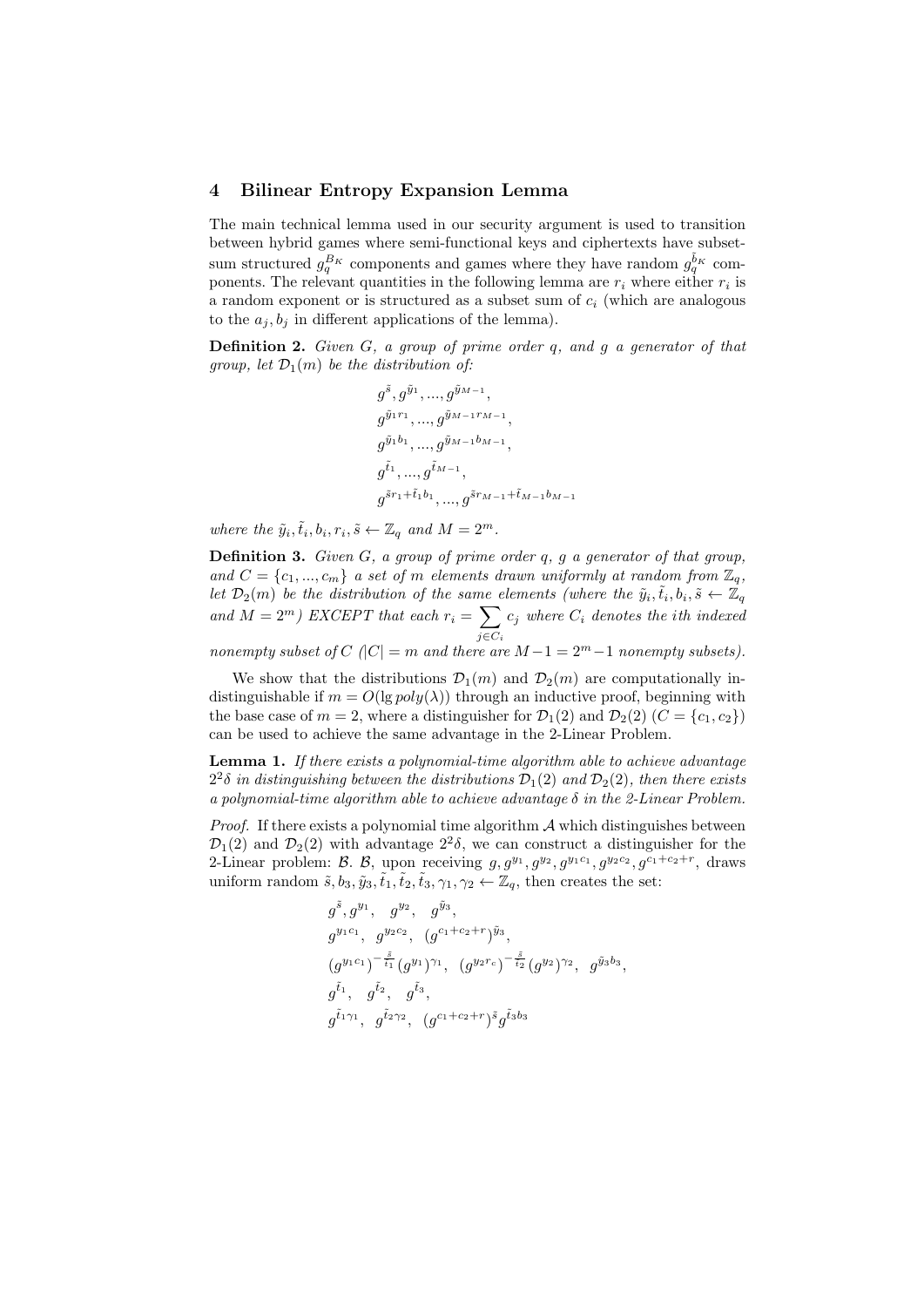## 4 Bilinear Entropy Expansion Lemma

The main technical lemma used in our security argument is used to transition between hybrid games where semi-functional keys and ciphertexts have subset-sum structured $g_q^{B_K}$ components and games where they have random $g_q^{\tilde{b}_K}$ components. The relevant quantities in the following lemma are $r_i$ where either $r_i$ is a random exponent or is structured as a subset sum of $c_i$ (which are analogous to the $a_j, b_j$ in different applications of the lemma).

**Definition 2.** *Given $G$, a group of prime order $q$, and $g$ a generator of that group, let $\mathcal{D}_1(m)$ be the distribution of:*

$$\begin{array}{l} g^{\tilde{s}}, g^{\tilde{y}_1}, ..., g^{\tilde{y}_{M-1}}, \\ g^{\tilde{y}_1 r_1}, ..., g^{\tilde{y}_{M-1} r_{M-1}}, \\ g^{\tilde{y}_1 b_1}, ..., g^{\tilde{y}_{M-1} b_{M-1}}, \\ g^{\tilde{t}_1}, ..., g^{\tilde{t}_{M-1}}, \\ g^{\tilde{s} r_1 + \tilde{t}_1 b_1}, ..., g^{\tilde{s} r_{M-1} + \tilde{t}_{M-1} b_{M-1}} \end{array}$$

*where the $\tilde{y}_i, \tilde{t}_i, b_i, r_i, \tilde{s} \leftarrow \mathbb{Z}_q$ and $M = 2^m$.*

**Definition 3.** *Given $G$, a group of prime order $q$, $g$ a generator of that group, and $C = \{c_1, ..., c_m\}$ a set of $m$ elements drawn uniformly at random from $\mathbb{Z}_q$, let $\mathcal{D}_2(m)$ be the distribution of the same elements (where the $\tilde{y}_i, \tilde{t}_i, b_i, \tilde{s} \leftarrow \mathbb{Z}_q$ and $M = 2^m$) EXCEPT that each $r_i = \sum_{j \in C_i} c_j$ where $C_i$ denotes the $i$th indexed nonempty subset of $C$ ($|C| = m$ and there are $M-1 = 2^m - 1$ nonempty subsets).*

We show that the distributions $\mathcal{D}_1(m)$ and $\mathcal{D}_2(m)$ are computationally indistinguishable if $m = O(\lg poly(\lambda))$ through an inductive proof, beginning with the base case of $m = 2$, where a distinguisher for $\mathcal{D}_1(2)$ and $\mathcal{D}_2(2)$ ($C = \{c_1, c_2\}$) can be used to achieve the same advantage in the 2-Linear Problem.

**Lemma 1.** *If there exists a polynomial-time algorithm able to achieve advantage $2^2\delta$ in distinguishing between the distributions $\mathcal{D}_1(2)$ and $\mathcal{D}_2(2)$, then there exists a polynomial-time algorithm able to achieve advantage $\delta$ in the 2-Linear Problem.*

*Proof.* If there exists a polynomial time algorithm $\mathcal{A}$ which distinguishes between $\mathcal{D}_1(2)$ and $\mathcal{D}_2(2)$ with advantage $2^2\delta$, we can construct a distinguisher for the 2-Linear problem: $\mathcal{B}$. $\mathcal{B}$, upon receiving $g, g^{y_1}, g^{y_2}, g^{y_1 c_1}, g^{y_2 c_2}, g^{c_1 + c_2 + r}$, draws uniform random $\tilde{s}, b_3, \tilde{y}_3, \tilde{t}_1, \tilde{t}_2, \tilde{t}_3, \gamma_1, \gamma_2 \leftarrow \mathbb{Z}_q$, then creates the set:

$$\begin{array}{l} g^{\tilde{s}}, g^{y_1}, \quad g^{y_2}, \quad g^{\tilde{y}_3}, \\ g^{y_1 c_1}, \quad g^{y_2 c_2}, \quad (g^{c_1 + c_2 + r})^{\tilde{y}_3}, \\ (g^{y_1 c_1})^{-\frac{\tilde{s}}{\tilde{t}_1}} (g^{y_1})^{\gamma_1}, \quad (g^{y_2 r_c})^{-\frac{\tilde{s}}{\tilde{t}_2}} (g^{y_2})^{\gamma_2}, \quad g^{\tilde{y}_3 b_3}, \\ g^{\tilde{t}_1}, \quad g^{\tilde{t}_2}, \quad g^{\tilde{t}_3}, \\ g^{\tilde{t}_1 \gamma_1}, \quad g^{\tilde{t}_2 \gamma_2}, \quad (g^{c_1 + c_2 + r})^{\tilde{s}} g^{\tilde{t}_3 b_3} \end{array}$$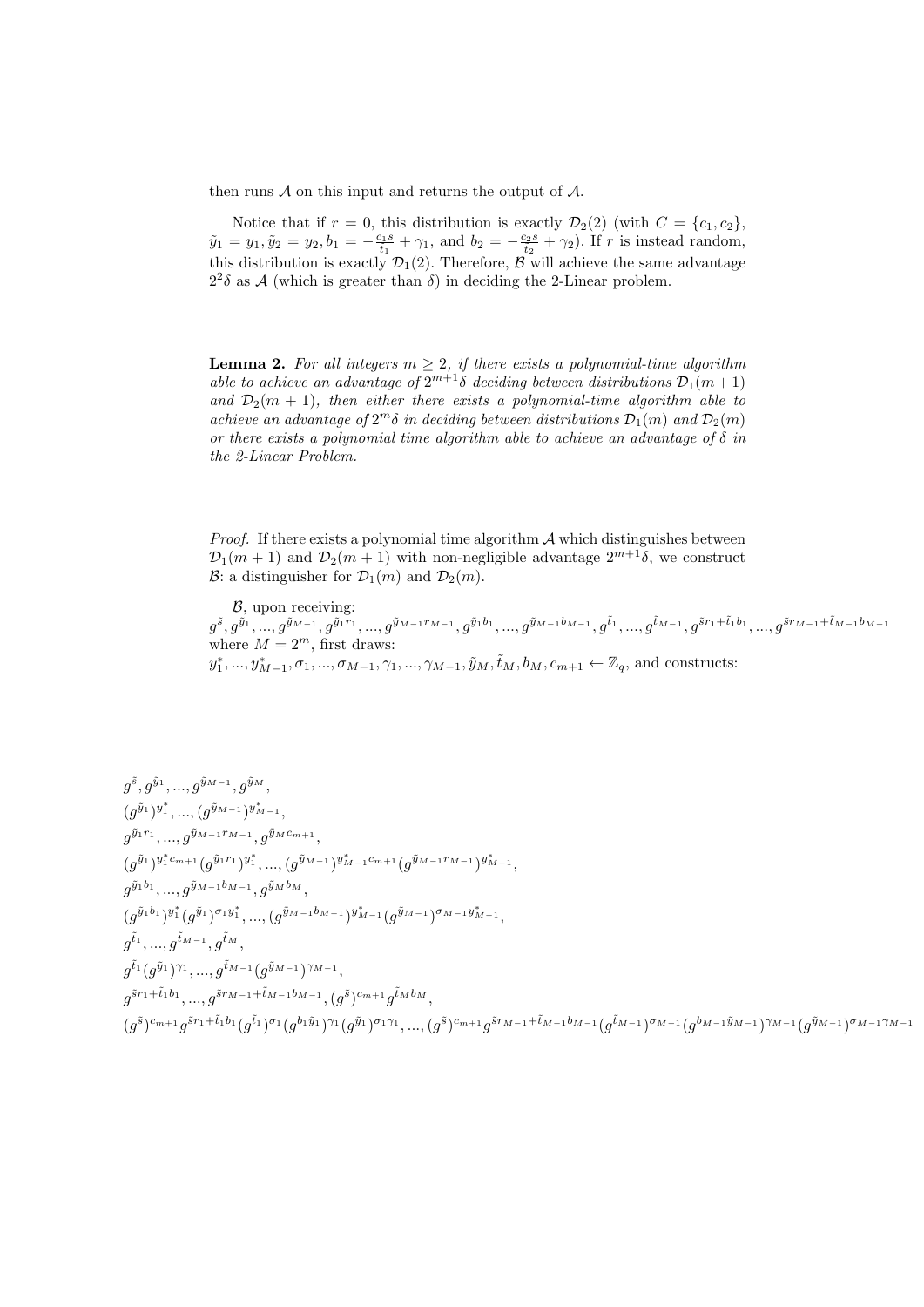then runs $\mathcal{A}$ on this input and returns the output of $\mathcal{A}$.

Notice that if $r = 0$, this distribution is exactly $\mathcal{D}_2(2)$ (with $C = \{c_1, c_2\}$, $\tilde{y}_1 = y_1, \tilde{y}_2 = y_2, b_1 = -\frac{c_1 s}{t_1} + \gamma_1$, and $b_2 = -\frac{c_2 s}{t_2} + \gamma_2$). If $r$ is instead random, this distribution is exactly $\mathcal{D}_1(2)$. Therefore, $\mathcal{B}$ will achieve the same advantage $2^2\delta$ as $\mathcal{A}$ (which is greater than $\delta$) in deciding the 2-Linear problem.

**Lemma 2.** *For all integers $m \geq 2$, if there exists a polynomial-time algorithm able to achieve an advantage of $2^{m+1}\delta$ deciding between distributions $\mathcal{D}_1(m+1)$ and $\mathcal{D}_2(m+1)$, then either there exists a polynomial-time algorithm able to achieve an advantage of $2^m\delta$ in deciding between distributions $\mathcal{D}_1(m)$ and $\mathcal{D}_2(m)$ or there exists a polynomial time algorithm able to achieve an advantage of $\delta$ in the 2-Linear Problem.*

*Proof.* If there exists a polynomial time algorithm $\mathcal{A}$ which distinguishes between $\mathcal{D}_1(m+1)$ and $\mathcal{D}_2(m+1)$ with non-negligible advantage $2^{m+1}\delta$, we construct $\mathcal{B}$: a distinguisher for $\mathcal{D}_1(m)$ and $\mathcal{D}_2(m)$.

$\mathcal{B}$, upon receiving:
$g^{\tilde{s}}, g^{\tilde{y}_1}, ..., g^{\tilde{y}_{M-1}}, g^{\tilde{y}_1 r_1}, ..., g^{\tilde{y}_{M-1} r_{M-1}}, g^{\tilde{y}_1 b_1}, ..., g^{\tilde{y}_{M-1} b_{M-1}}, g^{\tilde{t}_1}, ..., g^{\tilde{t}_{M-1}}, g^{\tilde{s} r_1 + \tilde{t}_1 b_1}, ..., g^{\tilde{s} r_{M-1} + \tilde{t}_{M-1} b_{M-1}}$
where $M = 2^m$, first draws:
$y_1^*, ..., y_{M-1}^*, \sigma_1, ..., \sigma_{M-1}, \gamma_1, ..., \gamma_{M-1}, \tilde{y}_M, \tilde{t}_M, b_M, c_{m+1} \leftarrow \mathbb{Z}_q$, and constructs:

$$
\begin{aligned}
& g^{\tilde{s}}, g^{\tilde{y}_1}, ..., g^{\tilde{y}_{M-1}}, g^{\tilde{y}_M}, \\
& (g^{\tilde{y}_1})^{y_1^*}, ..., (g^{\tilde{y}_{M-1}})^{y_{M-1}^*}, \\
& g^{\tilde{y}_1 r_1}, ..., g^{\tilde{y}_{M-1} r_{M-1}}, g^{\tilde{y}_M c_{m+1}}, \\
& (g^{\tilde{y}_1})^{y_1^* c_{m+1}} (g^{\tilde{y}_1 r_1})^{y_1^*}, ..., (g^{\tilde{y}_{M-1}})^{y_{M-1}^* c_{m+1}} (g^{\tilde{y}_{M-1} r_{M-1}})^{y_{M-1}^*}, \\
& g^{\tilde{y}_1 b_1}, ..., g^{\tilde{y}_{M-1} b_{M-1}}, g^{\tilde{y}_M b_M}, \\
& (g^{\tilde{y}_1 b_1})^{y_1^*} (g^{\tilde{y}_1})^{\sigma_1 y_1^*}, ..., (g^{\tilde{y}_{M-1} b_{M-1}})^{y_{M-1}^*} (g^{\tilde{y}_{M-1}})^{\sigma_{M-1} y_{M-1}^*}, \\
& g^{\tilde{t}_1}, ..., g^{\tilde{t}_{M-1}}, g^{\tilde{t}_M}, \\
& g^{\tilde{t}_1} (g^{\tilde{y}_1})^{\gamma_1}, ..., g^{\tilde{t}_{M-1}} (g^{\tilde{y}_{M-1}})^{\gamma_{M-1}}, \\
& g^{\tilde{s} r_1 + \tilde{t}_1 b_1}, ..., g^{\tilde{s} r_{M-1} + \tilde{t}_{M-1} b_{M-1}}, (g^{\tilde{s}})^{c_{m+1}} g^{\tilde{t}_M b_M}, \\
& (g^{\tilde{s}})^{c_{m+1}} g^{\tilde{s} r_1 + \tilde{t}_1 b_1} (g^{\tilde{t}_1})^{\sigma_1} (g^{b_1 \tilde{y}_1})^{\gamma_1} (g^{\tilde{y}_1})^{\sigma_1 \gamma_1}, ..., (g^{\tilde{s}})^{c_{m+1}} g^{\tilde{s} r_{M-1} + \tilde{t}_{M-1} b_{M-1}} (g^{\tilde{t}_{M-1}})^{\sigma_{M-1}} (g^{b_{M-1} \tilde{y}_{M-1}})^{\gamma_{M-1}} (g^{\tilde{y}_{M-1}})^{\sigma_{M-1} \gamma_{M-1}}
\end{aligned}
$$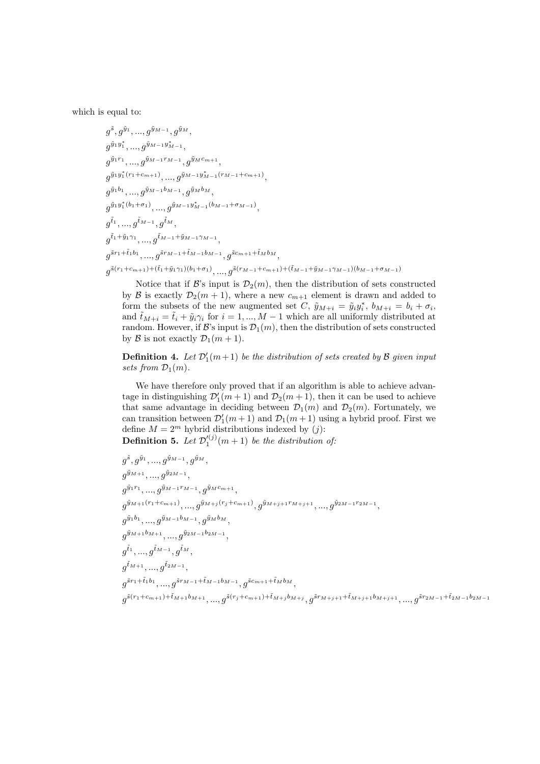which is equal to:

$$
\begin{aligned}
&g^{\tilde{s}}, g^{\tilde{y}_1}, ..., g^{\tilde{y}_{M-1}}, g^{\tilde{y}_M},\\
&g^{\tilde{y}_1 y_1^*}, ..., g^{\tilde{y}_{M-1} y_{M-1}^*},\\
&g^{\tilde{y}_1 r_1}, ..., g^{\tilde{y}_{M-1} r_{M-1}}, g^{\tilde{y}_M c_{m+1}},\\
&g^{\tilde{y}_1 y_1^*(r_1+c_{m+1})}, ..., g^{\tilde{y}_{M-1} y_{M-1}^*(r_{M-1}+c_{m+1})},\\
&g^{\tilde{y}_1 b_1}, ..., g^{\tilde{y}_{M-1} b_{M-1}}, g^{\tilde{y}_M b_M},\\
&g^{\tilde{y}_1 y_1^*(b_1+\sigma_1)}, ..., g^{\tilde{y}_{M-1} y_{M-1}^*(b_{M-1}+\sigma_{M-1})},\\
&g^{\tilde{t}_1}, ..., g^{\tilde{t}_{M-1}}, g^{\tilde{t}_M},\\
&g^{\tilde{t}_1+\tilde{y}_1\gamma_1}, ..., g^{\tilde{t}_{M-1}+\tilde{y}_{M-1}\gamma_{M-1}},\\
&g^{\tilde{s}r_1+\tilde{t}_1 b_1}, ..., g^{\tilde{s}r_{M-1}+\tilde{t}_{M-1} b_{M-1}}, g^{\tilde{s}c_{m+1}+\tilde{t}_M b_M},\\
&g^{\tilde{s}(r_1+c_{m+1})+(\tilde{t}_1+\tilde{y}_1\gamma_1)(b_1+\sigma_1)}, ..., g^{\tilde{s}(r_{M-1}+c_{m+1})+(\tilde{t}_{M-1}+\tilde{y}_{M-1}\gamma_{M-1})(b_{M-1}+\sigma_{M-1})}
\end{aligned}
$$

Notice that if $\mathcal{B}$'s input is $\mathcal{D}_2(m)$, then the distribution of sets constructed by $\mathcal{B}$ is exactly $\mathcal{D}_2(m+1)$, where a new $c_{m+1}$ element is drawn and added to form the subsets of the new augmented set $C$, $\tilde{y}_{M+i} = \tilde{y}_i y_i^*$, $b_{M+i} = b_i + \sigma_i$, and $\tilde{t}_{M+i} = \tilde{t}_i + \tilde{y}_i\gamma_i$ for $i = 1, ..., M-1$ which are all uniformly distributed at random. However, if $\mathcal{B}$'s input is $\mathcal{D}_1(m)$, then the distribution of sets constructed by $\mathcal{B}$ is not exactly $\mathcal{D}_1(m+1)$.

**Definition 4.** *Let $\mathcal{D}_1'(m+1)$ be the distribution of sets created by $\mathcal{B}$ given input sets from $\mathcal{D}_1(m)$.*

We have therefore only proved that if an algorithm is able to achieve advantage in distinguishing $\mathcal{D}_1'(m+1)$ and $\mathcal{D}_2(m+1)$, then it can be used to achieve that same advantage in deciding between $\mathcal{D}_1(m)$ and $\mathcal{D}_2(m)$. Fortunately, we can transition between $\mathcal{D}_1'(m+1)$ and $\mathcal{D}_1(m+1)$ using a hybrid proof. First we define $M = 2^m$ hybrid distributions indexed by $(j)$:

**Definition 5.** *Let $\mathcal{D}_1'^{(j)}(m+1)$ be the distribution of:*

$$
\begin{aligned}
&g^{\tilde{s}}, g^{\tilde{y}_1}, ..., g^{\tilde{y}_{M-1}}, g^{\tilde{y}_M},\\
&g^{\tilde{y}_{M+1}}, ..., g^{\tilde{y}_{2M-1}},\\
&g^{\tilde{y}_1 r_1}, ..., g^{\tilde{y}_{M-1} r_{M-1}}, g^{\tilde{y}_M c_{m+1}},\\
&g^{\tilde{y}_{M+1}(r_1+c_{m+1})}, ..., g^{\tilde{y}_{M+j}(r_j+c_{m+1})}, g^{\tilde{y}_{M+j+1} r_{M+j+1}}, ..., g^{\tilde{y}_{2M-1} r_{2M-1}},\\
&g^{\tilde{y}_1 b_1}, ..., g^{\tilde{y}_{M-1} b_{M-1}}, g^{\tilde{y}_M b_M},\\
&g^{\tilde{y}_{M+1} b_{M+1}}, ..., g^{\tilde{y}_{2M-1} b_{2M-1}},\\
&g^{\tilde{t}_1}, ..., g^{\tilde{t}_{M-1}}, g^{\tilde{t}_M},\\
&g^{\tilde{t}_{M+1}}, ..., g^{\tilde{t}_{2M-1}},\\
&g^{\tilde{s}r_1+\tilde{t}_1 b_1}, ..., g^{\tilde{s}r_{M-1}+\tilde{t}_{M-1} b_{M-1}}, g^{\tilde{s}c_{m+1}+\tilde{t}_M b_M},\\
&g^{\tilde{s}(r_1+c_{m+1})+\tilde{t}_{M+1} b_{M+1}}, ..., g^{\tilde{s}(r_j+c_{m+1})+\tilde{t}_{M+j} b_{M+j}}, g^{\tilde{s}r_{M+j+1}+\tilde{t}_{M+j+1} b_{M+j+1}}, ..., g^{\tilde{s}r_{2M-1}+\tilde{t}_{2M-1} b_{2M-1}}
\end{aligned}
$$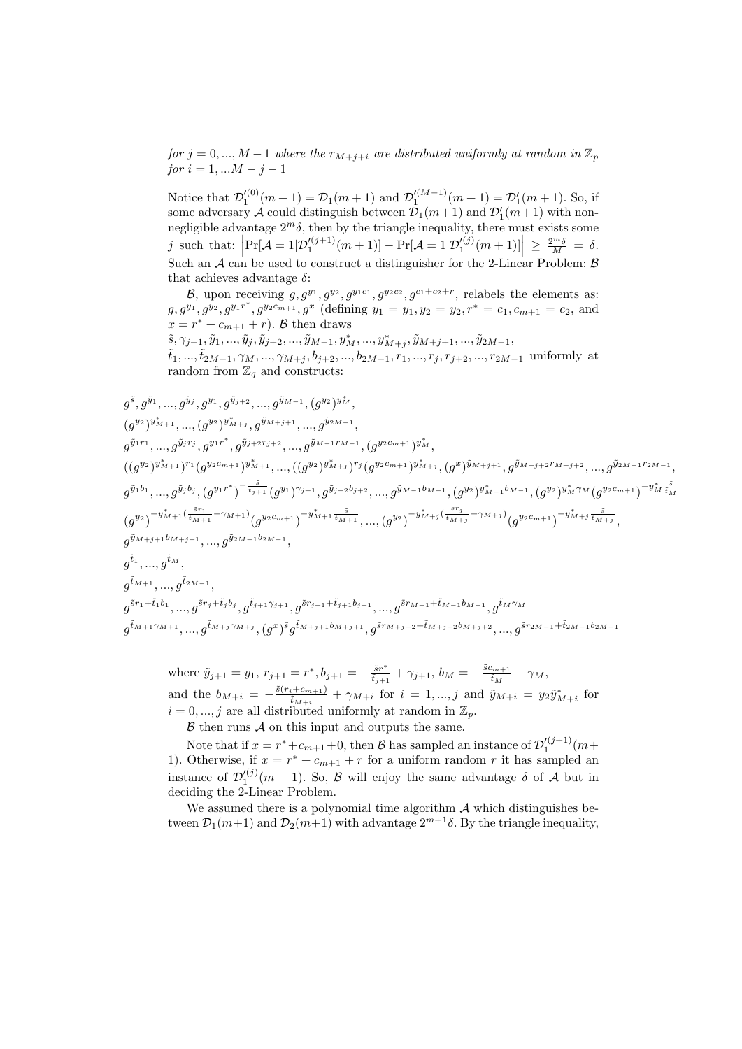*for $j = 0, ..., M-1$ where the $r_{M+j+i}$ are distributed uniformly at random in $\mathbb{Z}_p$ for $i = 1, ...M - j - 1$*

Notice that $\mathcal{D}_1'^{(0)}(m+1) = \mathcal{D}_1(m+1)$ and $\mathcal{D}_1'^{(M-1)}(m+1) = \mathcal{D}_1'(m+1)$. So, if some adversary $\mathcal{A}$ could distinguish between $\mathcal{D}_1(m+1)$ and $\mathcal{D}_1'(m+1)$ with non-negligible advantage $2^m\delta$, then by the triangle inequality, there must exists some $j$ such that: $\left|\Pr[\mathcal{A} = 1|\mathcal{D}_1'^{(j+1)}(m+1)] - \Pr[\mathcal{A} = 1|\mathcal{D}_1'^{(j)}(m+1)]\right| \geq \frac{2^m\delta}{M} = \delta$. Such an $\mathcal{A}$ can be used to construct a distinguisher for the 2-Linear Problem: $\mathcal{B}$ that achieves advantage $\delta$:

$\mathcal{B}$, upon receiving $g, g^{y_1}, g^{y_2}, g^{y_1 c_1}, g^{y_2 c_2}, g^{c_1+c_2+r}$, relabels the elements as: $g, g^{y_1}, g^{y_2}, g^{y_1 r^*}, g^{y_2 c_{m+1}}, g^x$ (defining $y_1 = y_1, y_2 = y_2, r^* = c_1, c_{m+1} = c_2$, and $x = r^* + c_{m+1} + r$). $\mathcal{B}$ then draws
$\tilde{s}, \gamma_{j+1}, \tilde{y}_1, ..., \tilde{y}_j, \tilde{y}_{j+2}, ..., \tilde{y}_{M-1}, y^*_M, ..., y^*_{M+j}, \tilde{y}_{M+j+1}, ..., \tilde{y}_{2M-1}$,
$\tilde{t}_1, ..., \tilde{t}_{2M-1}, \gamma_M, ..., \gamma_{M+j}, b_{j+2}, ..., b_{2M-1}, r_1, ..., r_j, r_{j+2}, ..., r_{2M-1}$ uniformly at random from $\mathbb{Z}_q$ and constructs:

$$
\begin{aligned}
&g^{\tilde{s}}, g^{\tilde{y}_1}, ..., g^{\tilde{y}_j}, g^{y_1}, g^{\tilde{y}_{j+2}}, ..., g^{\tilde{y}_{M-1}}, (g^{y_2})^{y^*_M},\\
&(g^{y_2})^{y^*_{M+1}}, ..., (g^{y_2})^{y^*_{M+j}}, g^{\tilde{y}_{M+j+1}}, ..., g^{\tilde{y}_{2M-1}},\\
&g^{\tilde{y}_1 r_1}, ..., g^{\tilde{y}_j r_j}, g^{y_1 r^*}, g^{\tilde{y}_{j+2} r_{j+2}}, ..., g^{\tilde{y}_{M-1} r_{M-1}}, (g^{y_2 c_{m+1}})^{y^*_M},\\
&((g^{y_2})^{y^*_{M+1}})^{r_1}(g^{y_2 c_{m+1}})^{y^*_{M+1}}, ..., ((g^{y_2})^{y^*_{M+j}})^{r_j}(g^{y_2 c_{m+1}})^{y^*_{M+j}}, (g^x)^{\tilde{y}_{M+j+1}}, g^{\tilde{y}_{M+j+2} r_{M+j+2}}, ..., g^{\tilde{y}_{2M-1} r_{2M-1}},\\
&g^{\tilde{y}_1 b_1}, ..., g^{\tilde{y}_j b_j}, (g^{y_1 r^*})^{-\frac{\tilde{s}}{\tilde{t}_{j+1}}}(g^{y_1})^{\gamma_{j+1}}, g^{\tilde{y}_{j+2} b_{j+2}}, ..., g^{\tilde{y}_{M-1} b_{M-1}}, (g^{y_2})^{y^*_{M-1} b_{M-1}}, (g^{y_2})^{y^*_M \gamma_M}(g^{y_2 c_{m+1}})^{-y^*_M \frac{\tilde{s}}{\tilde{t}_M}}\\
&(g^{y_2})^{-y^*_{M+1}(\frac{\tilde{s} r_1}{\tilde{t}_{M+1}} - \gamma_{M+1})}(g^{y_2 c_{m+1}})^{-y^*_{M+1}\frac{\tilde{s}}{\tilde{t}_{M+1}}}, ..., (g^{y_2})^{-y^*_{M+j}(\frac{\tilde{s} r_j}{\tilde{t}_{M+j}} - \gamma_{M+j})}(g^{y_2 c_{m+1}})^{-y^*_{M+j}\frac{\tilde{s}}{\tilde{t}_{M+j}}},\\
&g^{\tilde{y}_{M+j+1} b_{M+j+1}}, ..., g^{\tilde{y}_{2M-1} b_{2M-1}},\\
&g^{\tilde{t}_1}, ..., g^{\tilde{t}_M},\\
&g^{\tilde{t}_{M+1}}, ..., g^{\tilde{t}_{2M-1}},\\
&g^{\tilde{s} r_1 + \tilde{t}_1 b_1}, ..., g^{\tilde{s} r_j + \tilde{t}_j b_j}, g^{\tilde{t}_{j+1}\gamma_{j+1}}, g^{\tilde{s} r_{j+1} + \tilde{t}_{j+1} b_{j+1}}, ..., g^{\tilde{s} r_{M-1} + \tilde{t}_{M-1} b_{M-1}}, g^{\tilde{t}_M \gamma_M}\\
&g^{\tilde{t}_{M+1}\gamma_{M+1}}, ..., g^{\tilde{t}_{M+j}\gamma_{M+j}}, (g^x)^{\tilde{s}} g^{\tilde{t}_{M+j+1} b_{M+j+1}}, g^{\tilde{s} r_{M+j+2} + \tilde{t}_{M+j+2} b_{M+j+2}}, ..., g^{\tilde{s} r_{2M-1} + \tilde{t}_{2M-1} b_{2M-1}}
\end{aligned}
$$

where $\tilde{y}_{j+1} = y_1$, $r_{j+1} = r^*$, $b_{j+1} = -\frac{\tilde{s} r^*}{\tilde{t}_{j+1}} + \gamma_{j+1}$, $b_M = -\frac{\tilde{s} c_{m+1}}{\tilde{t}_M} + \gamma_M$, and the $b_{M+i} = -\frac{\tilde{s}(r_i + c_{m+1})}{\tilde{t}_{M+i}} + \gamma_{M+i}$ for $i = 1, ..., j$ and $\tilde{y}_{M+i} = y_2 \tilde{y}^*_{M+i}$ for $i = 0, ..., j$ are all distributed uniformly at random in $\mathbb{Z}_p$.

$\mathcal{B}$ then runs $\mathcal{A}$ on this input and outputs the same.

Note that if $x = r^* + c_{m+1} + 0$, then $\mathcal{B}$ has sampled an instance of $\mathcal{D}_1'^{(j+1)}(m+1)$. Otherwise, if $x = r^* + c_{m+1} + r$ for a uniform random $r$ it has sampled an instance of $\mathcal{D}_1'^{(j)}(m+1)$. So, $\mathcal{B}$ will enjoy the same advantage $\delta$ of $\mathcal{A}$ but in deciding the 2-Linear Problem.

We assumed there is a polynomial time algorithm $\mathcal{A}$ which distinguishes between $\mathcal{D}_1(m+1)$ and $\mathcal{D}_2(m+1)$ with advantage $2^{m+1}\delta$. By the triangle inequality,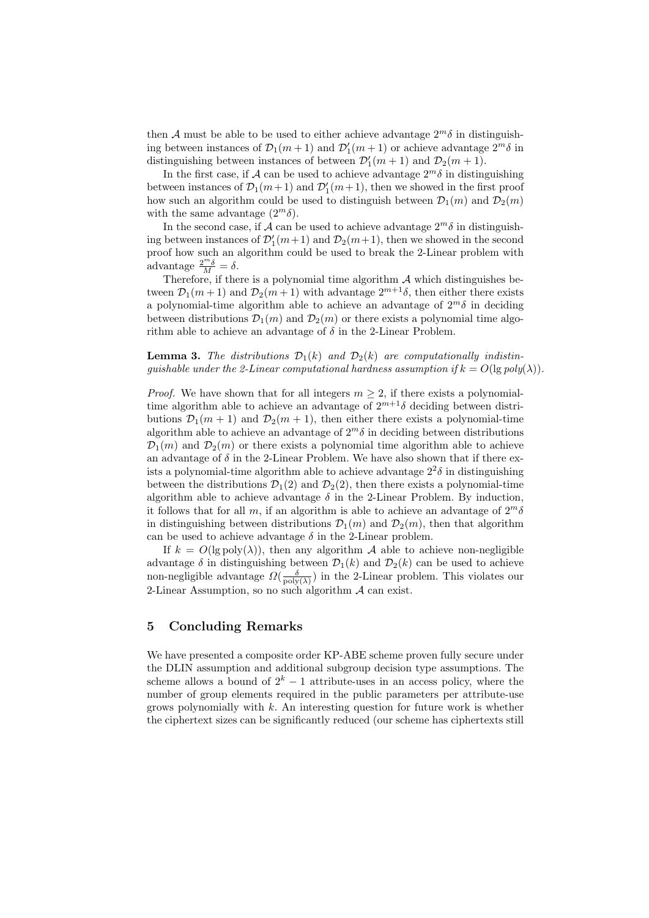then $\mathcal{A}$ must be able to be used to either achieve advantage $2^m\delta$ in distinguishing between instances of $\mathcal{D}_1(m+1)$ and $\mathcal{D}_1'(m+1)$ or achieve advantage $2^m\delta$ in distinguishing between instances of between $\mathcal{D}_1'(m+1)$ and $\mathcal{D}_2(m+1)$.

In the first case, if $\mathcal{A}$ can be used to achieve advantage $2^m\delta$ in distinguishing between instances of $\mathcal{D}_1(m+1)$ and $\mathcal{D}_1'(m+1)$, then we showed in the first proof how such an algorithm could be used to distinguish between $\mathcal{D}_1(m)$ and $\mathcal{D}_2(m)$ with the same advantage ($2^m\delta$).

In the second case, if $\mathcal{A}$ can be used to achieve advantage $2^m\delta$ in distinguishing between instances of $\mathcal{D}_1'(m+1)$ and $\mathcal{D}_2(m+1)$, then we showed in the second proof how such an algorithm could be used to break the 2-Linear problem with advantage $\frac{2^m\delta}{M} = \delta$.

Therefore, if there is a polynomial time algorithm $\mathcal{A}$ which distinguishes between $\mathcal{D}_1(m+1)$ and $\mathcal{D}_2(m+1)$ with advantage $2^{m+1}\delta$, then either there exists a polynomial-time algorithm able to achieve an advantage of $2^m\delta$ in deciding between distributions $\mathcal{D}_1(m)$ and $\mathcal{D}_2(m)$ or there exists a polynomial time algorithm able to achieve an advantage of $\delta$ in the 2-Linear Problem.

**Lemma 3.** *The distributions $\mathcal{D}_1(k)$ and $\mathcal{D}_2(k)$ are computationally indistinguishable under the 2-Linear computational hardness assumption if $k = O(\lg poly(\lambda))$.*

*Proof.* We have shown that for all integers $m \geq 2$, if there exists a polynomial-time algorithm able to achieve an advantage of $2^{m+1}\delta$ deciding between distributions $\mathcal{D}_1(m+1)$ and $\mathcal{D}_2(m+1)$, then either there exists a polynomial-time algorithm able to achieve an advantage of $2^m\delta$ in deciding between distributions $\mathcal{D}_1(m)$ and $\mathcal{D}_2(m)$ or there exists a polynomial time algorithm able to achieve an advantage of $\delta$ in the 2-Linear Problem. We have also shown that if there exists a polynomial-time algorithm able to achieve advantage $2^2\delta$ in distinguishing between the distributions $\mathcal{D}_1(2)$ and $\mathcal{D}_2(2)$, then there exists a polynomial-time algorithm able to achieve advantage $\delta$ in the 2-Linear Problem. By induction, it follows that for all $m$, if an algorithm is able to achieve an advantage of $2^m\delta$ in distinguishing between distributions $\mathcal{D}_1(m)$ and $\mathcal{D}_2(m)$, then that algorithm can be used to achieve advantage $\delta$ in the 2-Linear problem.

If $k = O(\lg \text{poly}(\lambda))$, then any algorithm $\mathcal{A}$ able to achieve non-negligible advantage $\delta$ in distinguishing between $\mathcal{D}_1(k)$ and $\mathcal{D}_2(k)$ can be used to achieve non-negligible advantage $\Omega(\frac{\delta}{\text{poly}(\lambda)})$ in the 2-Linear problem. This violates our 2-Linear Assumption, so no such algorithm $\mathcal{A}$ can exist.

## 5 Concluding Remarks

We have presented a composite order KP-ABE scheme proven fully secure under the DLIN assumption and additional subgroup decision type assumptions. The scheme allows a bound of $2^k - 1$ attribute-uses in an access policy, where the number of group elements required in the public parameters per attribute-use grows polynomially with $k$. An interesting question for future work is whether the ciphertext sizes can be significantly reduced (our scheme has ciphertexts still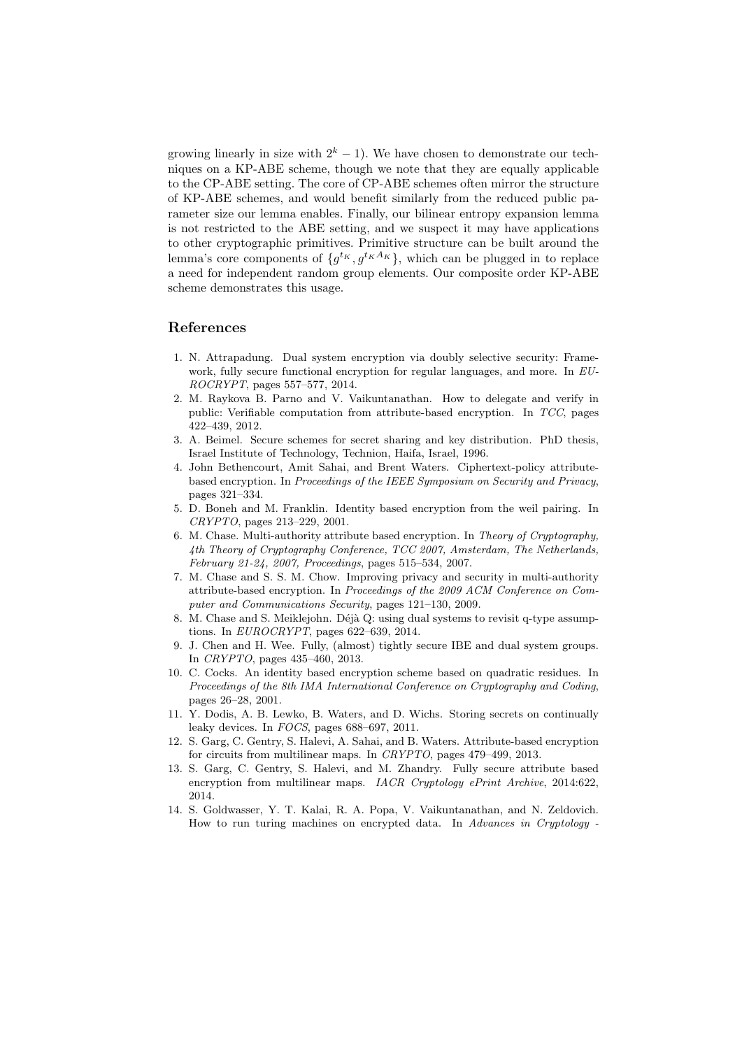growing linearly in size with $2^k - 1$). We have chosen to demonstrate our techniques on a KP-ABE scheme, though we note that they are equally applicable to the CP-ABE setting. The core of CP-ABE schemes often mirror the structure of KP-ABE schemes, and would benefit similarly from the reduced public parameter size our lemma enables. Finally, our bilinear entropy expansion lemma is not restricted to the ABE setting, and we suspect it may have applications to other cryptographic primitives. Primitive structure can be built around the lemma's core components of $\{g^{t_K}, g^{t_K A_K}\}$, which can be plugged in to replace a need for independent random group elements. Our composite order KP-ABE scheme demonstrates this usage.

## References

1. N. Attrapadung. Dual system encryption via doubly selective security: Framework, fully secure functional encryption for regular languages, and more. In *EUROCRYPT*, pages 557–577, 2014.
2. M. Raykova B. Parno and V. Vaikuntanathan. How to delegate and verify in public: Verifiable computation from attribute-based encryption. In *TCC*, pages 422–439, 2012.
3. A. Beimel. Secure schemes for secret sharing and key distribution. PhD thesis, Israel Institute of Technology, Technion, Haifa, Israel, 1996.
4. John Bethencourt, Amit Sahai, and Brent Waters. Ciphertext-policy attribute-based encryption. In *Proceedings of the IEEE Symposium on Security and Privacy*, pages 321–334.
5. D. Boneh and M. Franklin. Identity based encryption from the weil pairing. In *CRYPTO*, pages 213–229, 2001.
6. M. Chase. Multi-authority attribute based encryption. In *Theory of Cryptography, 4th Theory of Cryptography Conference, TCC 2007, Amsterdam, The Netherlands, February 21-24, 2007, Proceedings*, pages 515–534, 2007.
7. M. Chase and S. S. M. Chow. Improving privacy and security in multi-authority attribute-based encryption. In *Proceedings of the 2009 ACM Conference on Computer and Communications Security*, pages 121–130, 2009.
8. M. Chase and S. Meiklejohn. Déjà Q: using dual systems to revisit q-type assumptions. In *EUROCRYPT*, pages 622–639, 2014.
9. J. Chen and H. Wee. Fully, (almost) tightly secure IBE and dual system groups. In *CRYPTO*, pages 435–460, 2013.
10. C. Cocks. An identity based encryption scheme based on quadratic residues. In *Proceedings of the 8th IMA International Conference on Cryptography and Coding*, pages 26–28, 2001.
11. Y. Dodis, A. B. Lewko, B. Waters, and D. Wichs. Storing secrets on continually leaky devices. In *FOCS*, pages 688–697, 2011.
12. S. Garg, C. Gentry, S. Halevi, A. Sahai, and B. Waters. Attribute-based encryption for circuits from multilinear maps. In *CRYPTO*, pages 479–499, 2013.
13. S. Garg, C. Gentry, S. Halevi, and M. Zhandry. Fully secure attribute based encryption from multilinear maps. *IACR Cryptology ePrint Archive*, 2014:622, 2014.
14. S. Goldwasser, Y. T. Kalai, R. A. Popa, V. Vaikuntanathan, and N. Zeldovich. How to run turing machines on encrypted data. In *Advances in Cryptology -*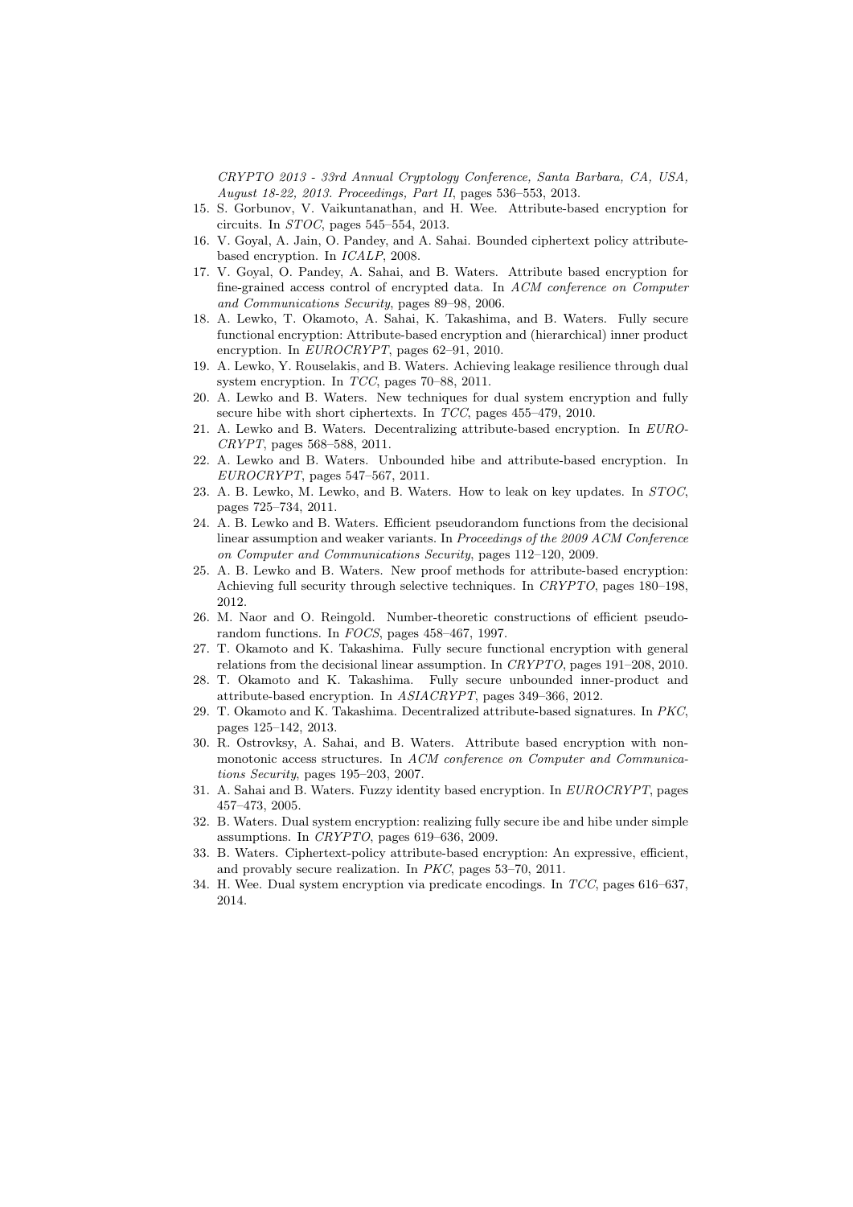*CRYPTO 2013 - 33rd Annual Cryptology Conference, Santa Barbara, CA, USA, August 18-22, 2013. Proceedings, Part II*, pages 536–553, 2013.

15. S. Gorbunov, V. Vaikuntanathan, and H. Wee. Attribute-based encryption for circuits. In *STOC*, pages 545–554, 2013.
16. V. Goyal, A. Jain, O. Pandey, and A. Sahai. Bounded ciphertext policy attribute-based encryption. In *ICALP*, 2008.
17. V. Goyal, O. Pandey, A. Sahai, and B. Waters. Attribute based encryption for fine-grained access control of encrypted data. In *ACM conference on Computer and Communications Security*, pages 89–98, 2006.
18. A. Lewko, T. Okamoto, A. Sahai, K. Takashima, and B. Waters. Fully secure functional encryption: Attribute-based encryption and (hierarchical) inner product encryption. In *EUROCRYPT*, pages 62–91, 2010.
19. A. Lewko, Y. Rouselakis, and B. Waters. Achieving leakage resilience through dual system encryption. In *TCC*, pages 70–88, 2011.
20. A. Lewko and B. Waters. New techniques for dual system encryption and fully secure hibe with short ciphertexts. In *TCC*, pages 455–479, 2010.
21. A. Lewko and B. Waters. Decentralizing attribute-based encryption. In *EUROCRYPT*, pages 568–588, 2011.
22. A. Lewko and B. Waters. Unbounded hibe and attribute-based encryption. In *EUROCRYPT*, pages 547–567, 2011.
23. A. B. Lewko, M. Lewko, and B. Waters. How to leak on key updates. In *STOC*, pages 725–734, 2011.
24. A. B. Lewko and B. Waters. Efficient pseudorandom functions from the decisional linear assumption and weaker variants. In *Proceedings of the 2009 ACM Conference on Computer and Communications Security*, pages 112–120, 2009.
25. A. B. Lewko and B. Waters. New proof methods for attribute-based encryption: Achieving full security through selective techniques. In *CRYPTO*, pages 180–198, 2012.
26. M. Naor and O. Reingold. Number-theoretic constructions of efficient pseudo-random functions. In *FOCS*, pages 458–467, 1997.
27. T. Okamoto and K. Takashima. Fully secure functional encryption with general relations from the decisional linear assumption. In *CRYPTO*, pages 191–208, 2010.
28. T. Okamoto and K. Takashima. Fully secure unbounded inner-product and attribute-based encryption. In *ASIACRYPT*, pages 349–366, 2012.
29. T. Okamoto and K. Takashima. Decentralized attribute-based signatures. In *PKC*, pages 125–142, 2013.
30. R. Ostrovksy, A. Sahai, and B. Waters. Attribute based encryption with non-monotonic access structures. In *ACM conference on Computer and Communications Security*, pages 195–203, 2007.
31. A. Sahai and B. Waters. Fuzzy identity based encryption. In *EUROCRYPT*, pages 457–473, 2005.
32. B. Waters. Dual system encryption: realizing fully secure ibe and hibe under simple assumptions. In *CRYPTO*, pages 619–636, 2009.
33. B. Waters. Ciphertext-policy attribute-based encryption: An expressive, efficient, and provably secure realization. In *PKC*, pages 53–70, 2011.
34. H. Wee. Dual system encryption via predicate encodings. In *TCC*, pages 616–637, 2014.